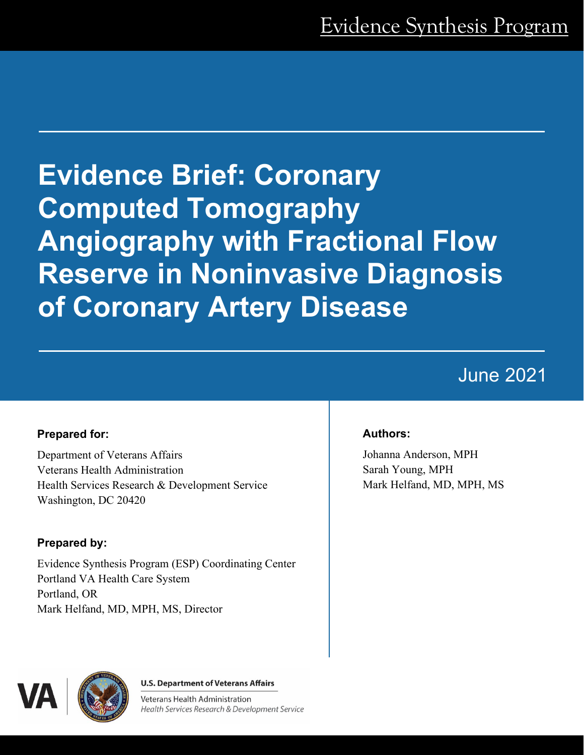Evidence Synthesis Program

# Evidence Brief: Coronary Computed Tomography Angiography with Fractional Flow Reserve in Noninvasive Diagnosis of Coronary Artery Disease

June 2021

**Prepared for:**

Department of Veterans Affairs
Veterans Health Administration
Health Services Research & Development Service
Washington, DC 20420

**Prepared by:**

Evidence Synthesis Program (ESP) Coordinating Center
Portland VA Health Care System
Portland, OR
Mark Helfand, MD, MPH, MS, Director

**Authors:**

Johanna Anderson, MPH
Sarah Young, MPH
Mark Helfand, MD, MPH, MS

U.S. Department of Veterans Affairs
Veterans Health Administration
*Health Services Research & Development Service*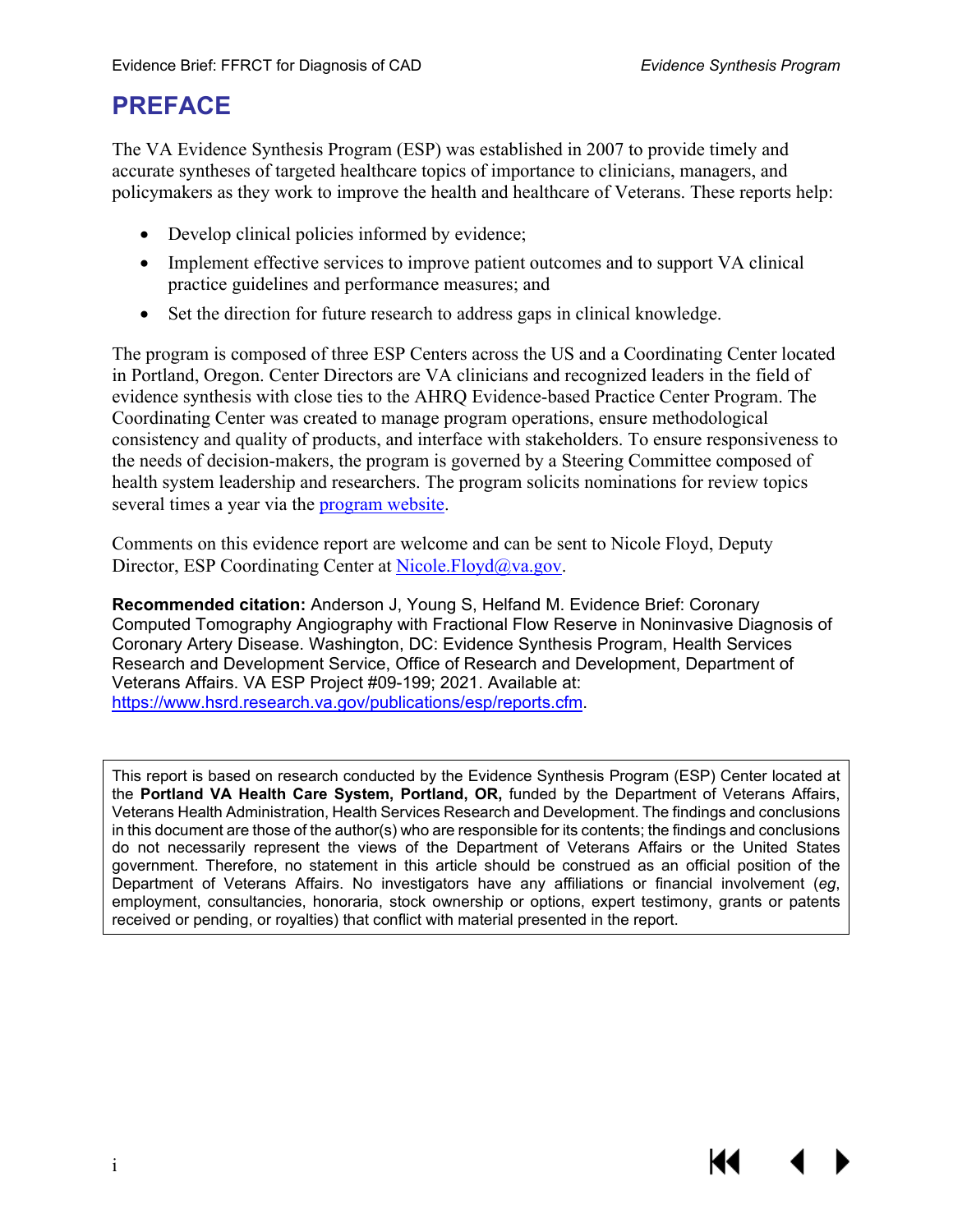# PREFACE

The VA Evidence Synthesis Program (ESP) was established in 2007 to provide timely and accurate syntheses of targeted healthcare topics of importance to clinicians, managers, and policymakers as they work to improve the health and healthcare of Veterans. These reports help:

- Develop clinical policies informed by evidence;
- Implement effective services to improve patient outcomes and to support VA clinical practice guidelines and performance measures; and
- Set the direction for future research to address gaps in clinical knowledge.

The program is composed of three ESP Centers across the US and a Coordinating Center located in Portland, Oregon. Center Directors are VA clinicians and recognized leaders in the field of evidence synthesis with close ties to the AHRQ Evidence-based Practice Center Program. The Coordinating Center was created to manage program operations, ensure methodological consistency and quality of products, and interface with stakeholders. To ensure responsiveness to the needs of decision-makers, the program is governed by a Steering Committee composed of health system leadership and researchers. The program solicits nominations for review topics several times a year via the program website.

Comments on this evidence report are welcome and can be sent to Nicole Floyd, Deputy Director, ESP Coordinating Center at Nicole.Floyd@va.gov.

**Recommended citation:** Anderson J, Young S, Helfand M. Evidence Brief: Coronary Computed Tomography Angiography with Fractional Flow Reserve in Noninvasive Diagnosis of Coronary Artery Disease. Washington, DC: Evidence Synthesis Program, Health Services Research and Development Service, Office of Research and Development, Department of Veterans Affairs. VA ESP Project #09-199; 2021. Available at: https://www.hsrd.research.va.gov/publications/esp/reports.cfm.

This report is based on research conducted by the Evidence Synthesis Program (ESP) Center located at the **Portland VA Health Care System, Portland, OR,** funded by the Department of Veterans Affairs, Veterans Health Administration, Health Services Research and Development. The findings and conclusions in this document are those of the author(s) who are responsible for its contents; the findings and conclusions do not necessarily represent the views of the Department of Veterans Affairs or the United States government. Therefore, no statement in this article should be construed as an official position of the Department of Veterans Affairs. No investigators have any affiliations or financial involvement (*eg*, employment, consultancies, honoraria, stock ownership or options, expert testimony, grants or patents received or pending, or royalties) that conflict with material presented in the report.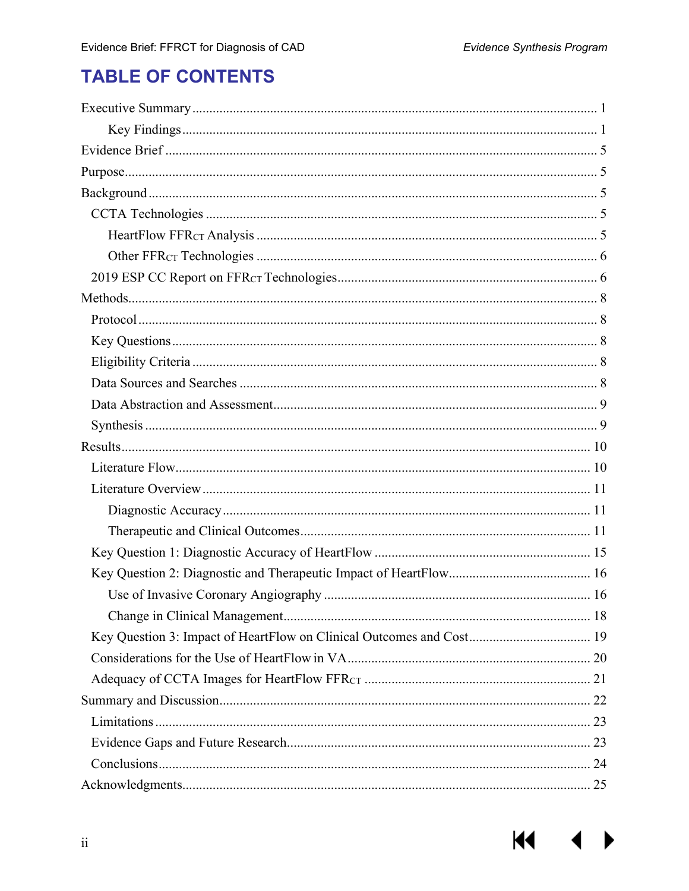# TABLE OF CONTENTS

Executive Summary ..................................................................................................... 1

- Key Findings ........................................................................................................ 1

Evidence Brief ............................................................................................................. 5

Purpose ........................................................................................................................ 5

Background ................................................................................................................. 5

- CCTA Technologies ................................................................................................ 5
  - HeartFlow $FFR_{CT}$ Analysis ............................................................................ 5
  - Other $FFR_{CT}$ Technologies ............................................................................. 6
- 2019 ESP CC Report on $FFR_{CT}$ Technologies ........................................................ 6

Methods ....................................................................................................................... 8

- Protocol ................................................................................................................ 8
- Key Questions ........................................................................................................ 8
- Eligibility Criteria .................................................................................................... 8
- Data Sources and Searches ...................................................................................... 8
- Data Abstraction and Assessment ............................................................................. 9
- Synthesis ............................................................................................................... 9

Results ....................................................................................................................... 10

- Literature Flow ...................................................................................................... 10
- Literature Overview ............................................................................................... 11
  - Diagnostic Accuracy ............................................................................................ 11
  - Therapeutic and Clinical Outcomes ....................................................................... 11
- Key Question 1: Diagnostic Accuracy of HeartFlow ................................................... 15
- Key Question 2: Diagnostic and Therapeutic Impact of HeartFlow .............................. 16
  - Use of Invasive Coronary Angiography .................................................................. 16
  - Change in Clinical Management ............................................................................ 18
- Key Question 3: Impact of HeartFlow on Clinical Outcomes and Cost ......................... 19
- Considerations for the Use of HeartFlow in VA .......................................................... 20
- Adequacy of CCTA Images for HeartFlow $FFR_{CT}$ ...................................................... 21

Summary and Discussion ............................................................................................ 22

- Limitations ............................................................................................................ 23
- Evidence Gaps and Future Research ......................................................................... 23
- Conclusions ........................................................................................................... 24

Acknowledgments ....................................................................................................... 25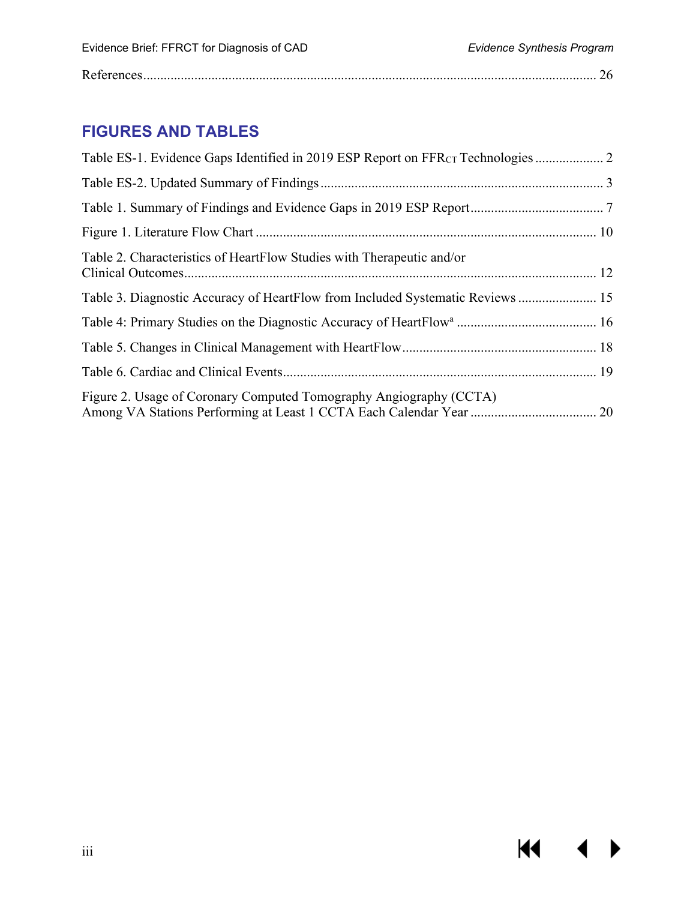References .................................................................................................................................. 26

## FIGURES AND TABLES

Table ES-1. Evidence Gaps Identified in 2019 ESP Report on $FFR_{CT}$ Technologies .................... 2

Table ES-2. Updated Summary of Findings .................................................................................. 3

Table 1. Summary of Findings and Evidence Gaps in 2019 ESP Report ....................................... 7

Figure 1. Literature Flow Chart .................................................................................................... 10

Table 2. Characteristics of HeartFlow Studies with Therapeutic and/or Clinical Outcomes ........................................................................................................................ 12

Table 3. Diagnostic Accuracy of HeartFlow from Included Systematic Reviews ....................... 15

Table 4: Primary Studies on the Diagnostic Accuracy of HeartFlow[a] ......................................... 16

Table 5. Changes in Clinical Management with HeartFlow ......................................................... 18

Table 6. Cardiac and Clinical Events ........................................................................................... 19

Figure 2. Usage of Coronary Computed Tomography Angiography (CCTA) Among VA Stations Performing at Least 1 CCTA Each Calendar Year ..................................... 20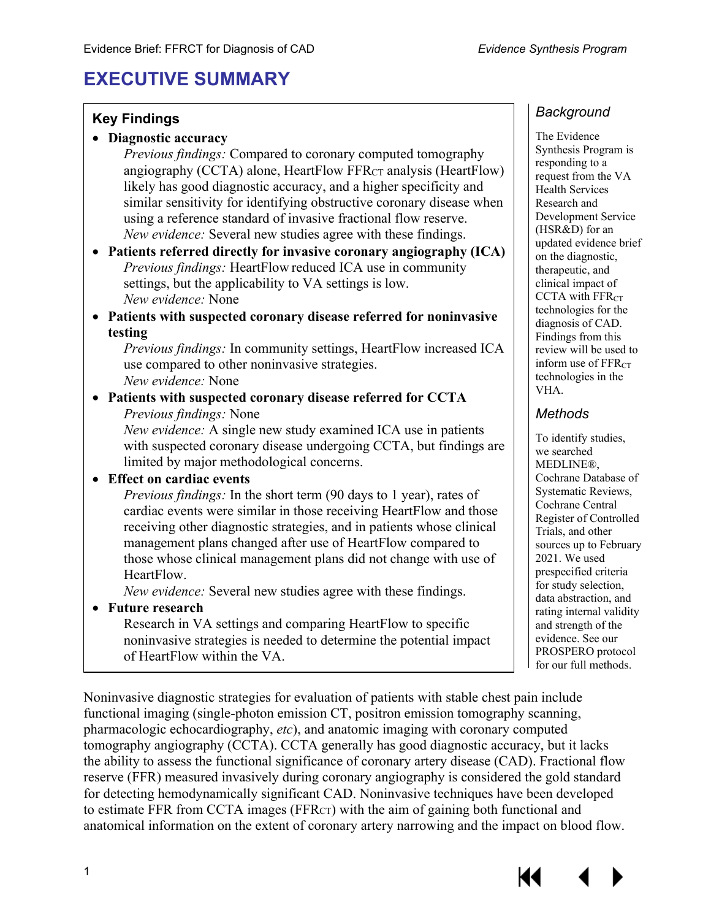# EXECUTIVE SUMMARY

### Key Findings

- **Diagnostic accuracy**

  *Previous findings:* Compared to coronary computed tomography angiography (CCTA) alone, HeartFlow $FFR_{CT}$ analysis (HeartFlow) likely has good diagnostic accuracy, and a higher specificity and similar sensitivity for identifying obstructive coronary disease when using a reference standard of invasive fractional flow reserve.

  *New evidence:* Several new studies agree with these findings.

- **Patients referred directly for invasive coronary angiography (ICA)**

  *Previous findings:* HeartFlow reduced ICA use in community settings, but the applicability to VA settings is low.

  *New evidence:* None

- **Patients with suspected coronary disease referred for noninvasive testing**

  *Previous findings:* In community settings, HeartFlow increased ICA use compared to other noninvasive strategies.

  *New evidence:* None

- **Patients with suspected coronary disease referred for CCTA**

  *Previous findings:* None

  *New evidence:* A single new study examined ICA use in patients with suspected coronary disease undergoing CCTA, but findings are limited by major methodological concerns.

- **Effect on cardiac events**

  *Previous findings:* In the short term (90 days to 1 year), rates of cardiac events were similar in those receiving HeartFlow and those receiving other diagnostic strategies, and in patients whose clinical management plans changed after use of HeartFlow compared to those whose clinical management plans did not change with use of HeartFlow.

  *New evidence:* Several new studies agree with these findings.

- **Future research**

  Research in VA settings and comparing HeartFlow to specific noninvasive strategies is needed to determine the potential impact of HeartFlow within the VA.

### *Background*

The Evidence Synthesis Program is responding to a request from the VA Health Services Research and Development Service (HSR&D) for an updated evidence brief on the diagnostic, therapeutic, and clinical impact of CCTA with $FFR_{CT}$ technologies for the diagnosis of CAD. Findings from this review will be used to inform use of $FFR_{CT}$ technologies in the VHA.

### *Methods*

To identify studies, we searched MEDLINE®, Cochrane Database of Systematic Reviews, Cochrane Central Register of Controlled Trials, and other sources up to February 2021. We used prespecified criteria for study selection, data abstraction, and rating internal validity and strength of the evidence. See our PROSPERO protocol for our full methods.

Noninvasive diagnostic strategies for evaluation of patients with stable chest pain include functional imaging (single-photon emission CT, positron emission tomography scanning, pharmacologic echocardiography, *etc*), and anatomic imaging with coronary computed tomography angiography (CCTA). CCTA generally has good diagnostic accuracy, but it lacks the ability to assess the functional significance of coronary artery disease (CAD). Fractional flow reserve (FFR) measured invasively during coronary angiography is considered the gold standard for detecting hemodynamically significant CAD. Noninvasive techniques have been developed to estimate FFR from CCTA images ($FFR_{CT}$) with the aim of gaining both functional and anatomical information on the extent of coronary artery narrowing and the impact on blood flow.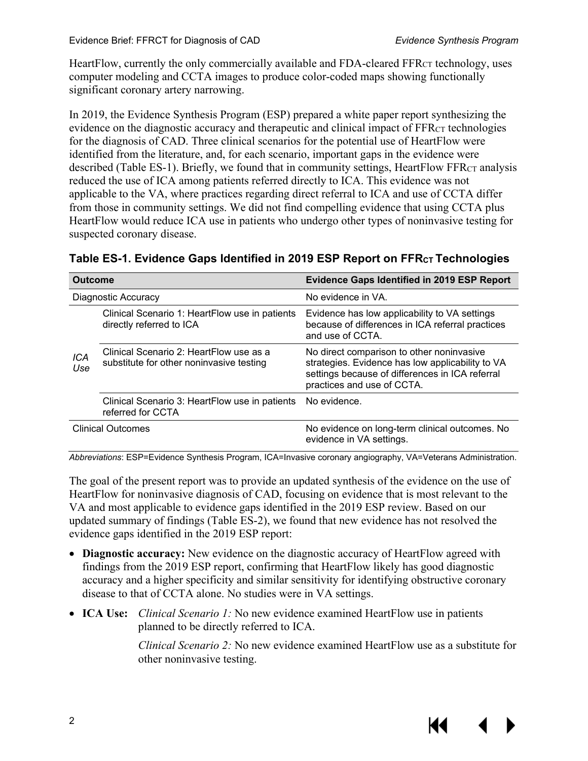HeartFlow, currently the only commercially available and FDA-cleared $FFR_{CT}$ technology, uses computer modeling and CCTA images to produce color-coded maps showing functionally significant coronary artery narrowing.

In 2019, the Evidence Synthesis Program (ESP) prepared a white paper report synthesizing the evidence on the diagnostic accuracy and therapeutic and clinical impact of $FFR_{CT}$ technologies for the diagnosis of CAD. Three clinical scenarios for the potential use of HeartFlow were identified from the literature, and, for each scenario, important gaps in the evidence were described (Table ES-1). Briefly, we found that in community settings, HeartFlow $FFR_{CT}$ analysis reduced the use of ICA among patients referred directly to ICA. This evidence was not applicable to the VA, where practices regarding direct referral to ICA and use of CCTA differ from those in community settings. We did not find compelling evidence that using CCTA plus HeartFlow would reduce ICA use in patients who undergo other types of noninvasive testing for suspected coronary disease.

**Table ES-1. Evidence Gaps Identified in 2019 ESP Report on $FFR_{CT}$ Technologies**

| Outcome | | Evidence Gaps Identified in 2019 ESP Report |
|---|---|---|
| Diagnostic Accuracy | | No evidence in VA. |
| *ICA Use* | Clinical Scenario 1: HeartFlow use in patients directly referred to ICA | Evidence has low applicability to VA settings because of differences in ICA referral practices and use of CCTA. |
| | Clinical Scenario 2: HeartFlow use as a substitute for other noninvasive testing | No direct comparison to other noninvasive strategies. Evidence has low applicability to VA settings because of differences in ICA referral practices and use of CCTA. |
| | Clinical Scenario 3: HeartFlow use in patients referred for CCTA | No evidence. |
| Clinical Outcomes | | No evidence on long-term clinical outcomes. No evidence in VA settings. |

*Abbreviations*: ESP=Evidence Synthesis Program, ICA=Invasive coronary angiography, VA=Veterans Administration.

The goal of the present report was to provide an updated synthesis of the evidence on the use of HeartFlow for noninvasive diagnosis of CAD, focusing on evidence that is most relevant to the VA and most applicable to evidence gaps identified in the 2019 ESP review. Based on our updated summary of findings (Table ES-2), we found that new evidence has not resolved the evidence gaps identified in the 2019 ESP report:

- **Diagnostic accuracy:** New evidence on the diagnostic accuracy of HeartFlow agreed with findings from the 2019 ESP report, confirming that HeartFlow likely has good diagnostic accuracy and a higher specificity and similar sensitivity for identifying obstructive coronary disease to that of CCTA alone. No studies were in VA settings.
- **ICA Use:** *Clinical Scenario 1:* No new evidence examined HeartFlow use in patients planned to be directly referred to ICA.

  *Clinical Scenario 2:* No new evidence examined HeartFlow use as a substitute for other noninvasive testing.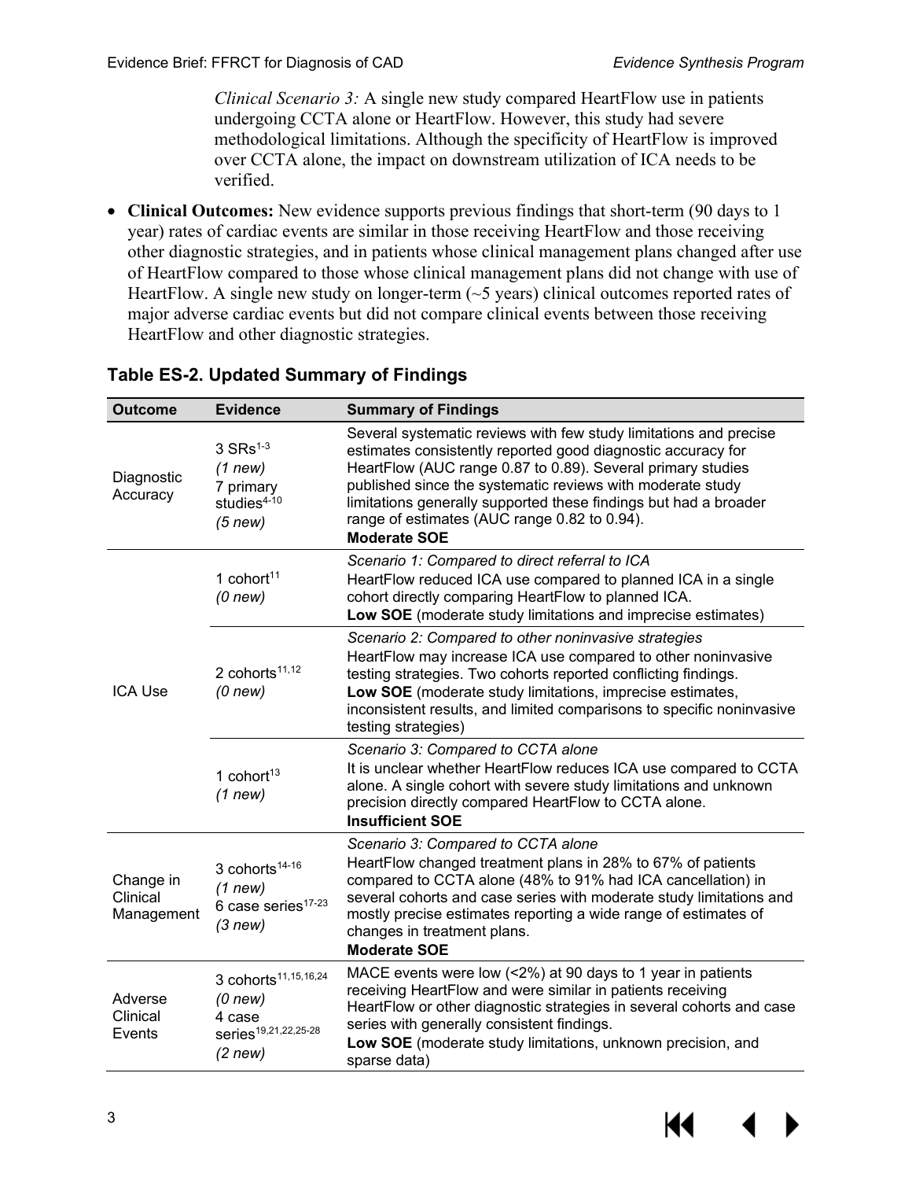*Clinical Scenario 3:* A single new study compared HeartFlow use in patients undergoing CCTA alone or HeartFlow. However, this study had severe methodological limitations. Although the specificity of HeartFlow is improved over CCTA alone, the impact on downstream utilization of ICA needs to be verified.

- **Clinical Outcomes:** New evidence supports previous findings that short-term (90 days to 1 year) rates of cardiac events are similar in those receiving HeartFlow and those receiving other diagnostic strategies, and in patients whose clinical management plans changed after use of HeartFlow compared to those whose clinical management plans did not change with use of HeartFlow. A single new study on longer-term (~5 years) clinical outcomes reported rates of major adverse cardiac events but did not compare clinical events between those receiving HeartFlow and other diagnostic strategies.

### Table ES-2. Updated Summary of Findings

| Outcome | Evidence | Summary of Findings |
|---|---|---|
| Diagnostic Accuracy | 3 SRs[1-3] *(1 new)* 7 primary studies[4-10] *(5 new)* | Several systematic reviews with few study limitations and precise estimates consistently reported good diagnostic accuracy for HeartFlow (AUC range 0.87 to 0.89). Several primary studies published since the systematic reviews with moderate study limitations generally supported these findings but had a broader range of estimates (AUC range 0.82 to 0.94). **Moderate SOE** |
| ICA Use | 1 cohort[11] *(0 new)* | *Scenario 1: Compared to direct referral to ICA* HeartFlow reduced ICA use compared to planned ICA in a single cohort directly comparing HeartFlow to planned ICA. **Low SOE** (moderate study limitations and imprecise estimates) |
| | 2 cohorts[11,12] *(0 new)* | *Scenario 2: Compared to other noninvasive strategies* HeartFlow may increase ICA use compared to other noninvasive testing strategies. Two cohorts reported conflicting findings. **Low SOE** (moderate study limitations, imprecise estimates, inconsistent results, and limited comparisons to specific noninvasive testing strategies) |
| | 1 cohort[13] *(1 new)* | *Scenario 3: Compared to CCTA alone* It is unclear whether HeartFlow reduces ICA use compared to CCTA alone. A single cohort with severe study limitations and unknown precision directly compared HeartFlow to CCTA alone. **Insufficient SOE** |
| Change in Clinical Management | 3 cohorts[14-16] *(1 new)* 6 case series[17-23] *(3 new)* | *Scenario 3: Compared to CCTA alone* HeartFlow changed treatment plans in 28% to 67% of patients compared to CCTA alone (48% to 91% had ICA cancellation) in several cohorts and case series with moderate study limitations and mostly precise estimates reporting a wide range of estimates of changes in treatment plans. **Moderate SOE** |
| Adverse Clinical Events | 3 cohorts[11,15,16,24] *(0 new)* 4 case series[19,21,22,25-28] *(2 new)* | MACE events were low (<2%) at 90 days to 1 year in patients receiving HeartFlow and were similar in patients receiving HeartFlow or other diagnostic strategies in several cohorts and case series with generally consistent findings. **Low SOE** (moderate study limitations, unknown precision, and sparse data) |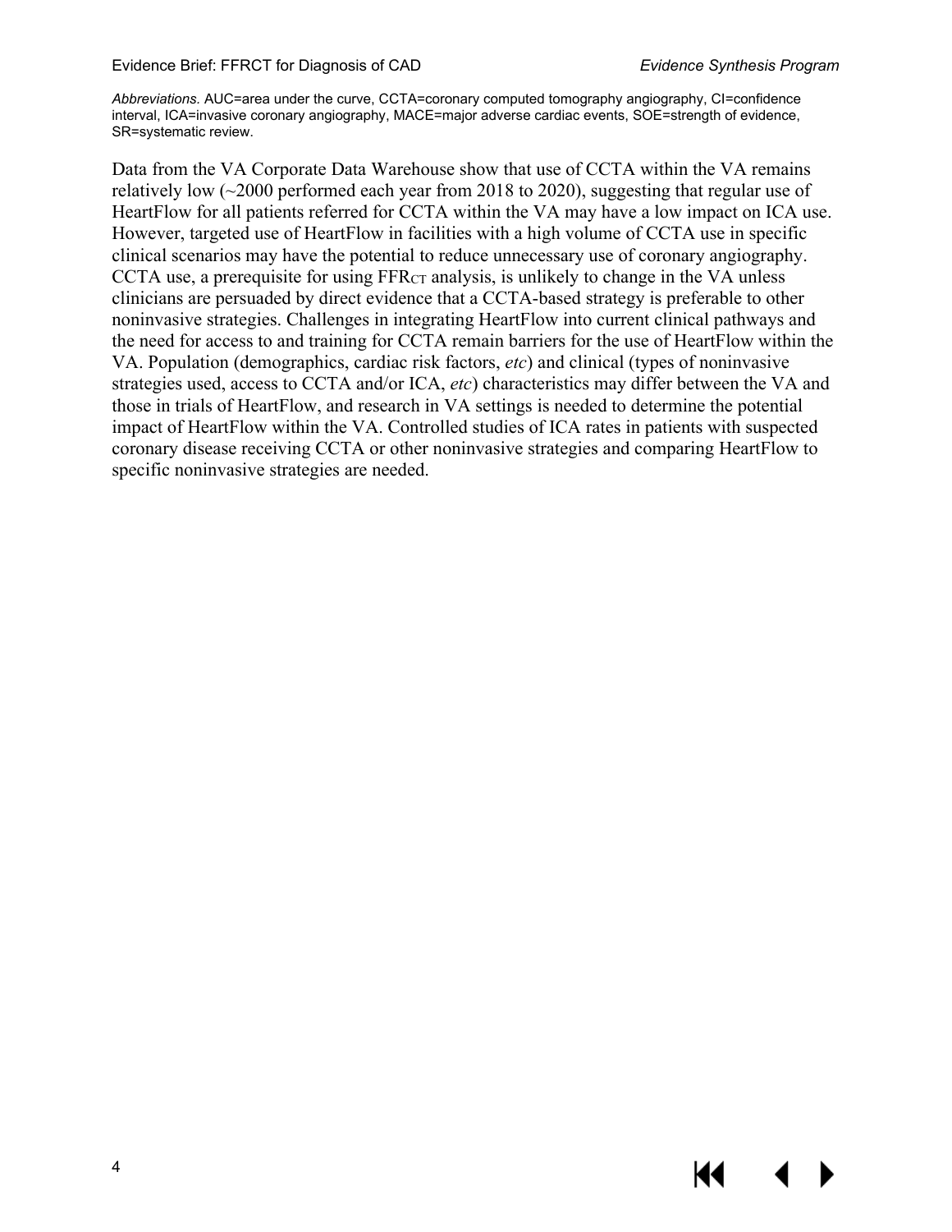*Abbreviations.* AUC=area under the curve, CCTA=coronary computed tomography angiography, CI=confidence interval, ICA=invasive coronary angiography, MACE=major adverse cardiac events, SOE=strength of evidence, SR=systematic review.

Data from the VA Corporate Data Warehouse show that use of CCTA within the VA remains relatively low (~2000 performed each year from 2018 to 2020), suggesting that regular use of HeartFlow for all patients referred for CCTA within the VA may have a low impact on ICA use. However, targeted use of HeartFlow in facilities with a high volume of CCTA use in specific clinical scenarios may have the potential to reduce unnecessary use of coronary angiography. CCTA use, a prerequisite for using $FFR_{CT}$ analysis, is unlikely to change in the VA unless clinicians are persuaded by direct evidence that a CCTA-based strategy is preferable to other noninvasive strategies. Challenges in integrating HeartFlow into current clinical pathways and the need for access to and training for CCTA remain barriers for the use of HeartFlow within the VA. Population (demographics, cardiac risk factors, *etc*) and clinical (types of noninvasive strategies used, access to CCTA and/or ICA, *etc*) characteristics may differ between the VA and those in trials of HeartFlow, and research in VA settings is needed to determine the potential impact of HeartFlow within the VA. Controlled studies of ICA rates in patients with suspected coronary disease receiving CCTA or other noninvasive strategies and comparing HeartFlow to specific noninvasive strategies are needed.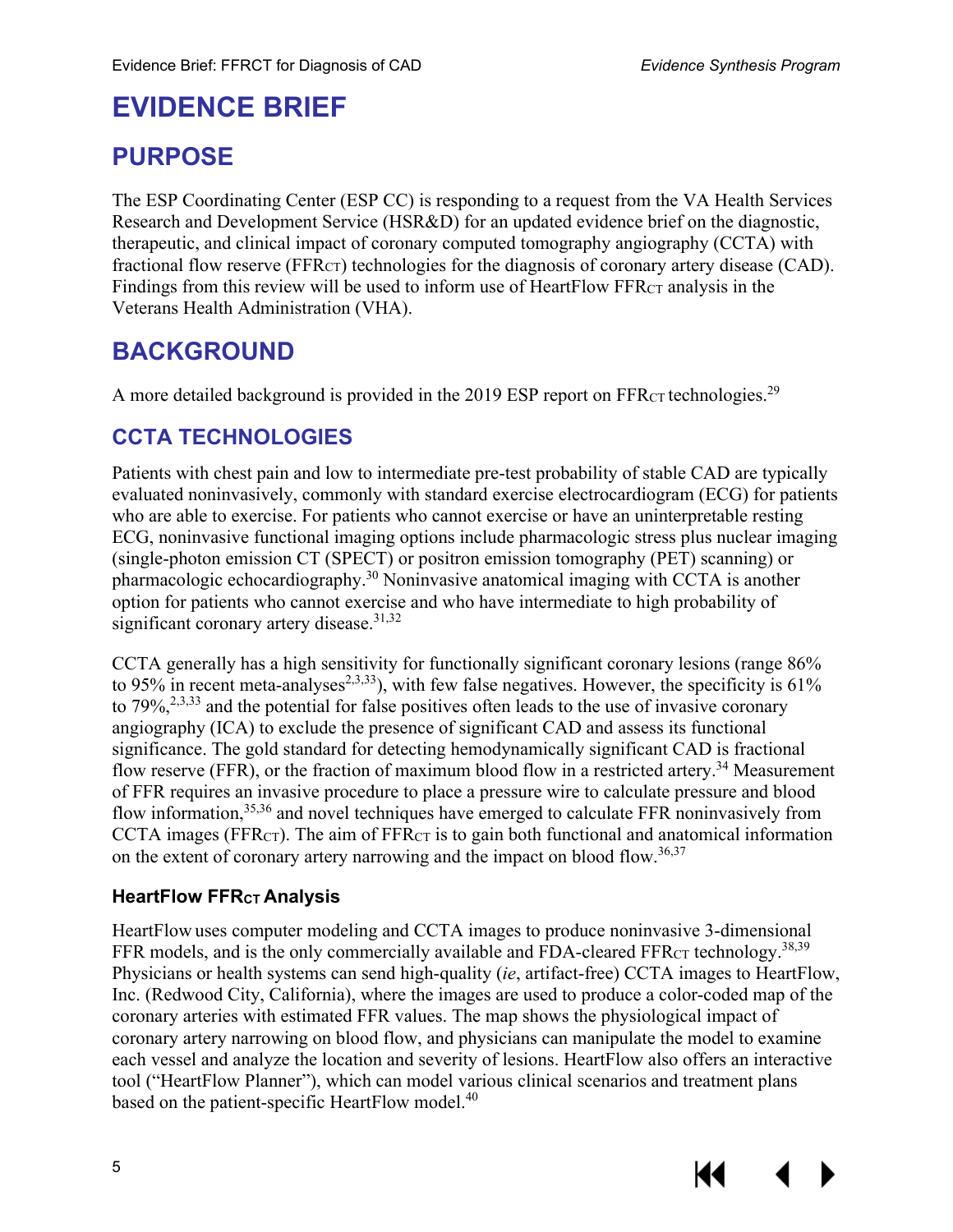# EVIDENCE BRIEF

## PURPOSE

The ESP Coordinating Center (ESP CC) is responding to a request from the VA Health Services Research and Development Service (HSR&D) for an updated evidence brief on the diagnostic, therapeutic, and clinical impact of coronary computed tomography angiography (CCTA) with fractional flow reserve ($FFR_{CT}$) technologies for the diagnosis of coronary artery disease (CAD). Findings from this review will be used to inform use of HeartFlow $FFR_{CT}$ analysis in the Veterans Health Administration (VHA).

## BACKGROUND

A more detailed background is provided in the 2019 ESP report on $FFR_{CT}$ technologies.[29]

## CCTA TECHNOLOGIES

Patients with chest pain and low to intermediate pre-test probability of stable CAD are typically evaluated noninvasively, commonly with standard exercise electrocardiogram (ECG) for patients who are able to exercise. For patients who cannot exercise or have an uninterpretable resting ECG, noninvasive functional imaging options include pharmacologic stress plus nuclear imaging (single-photon emission CT (SPECT) or positron emission tomography (PET) scanning) or pharmacologic echocardiography.[30] Noninvasive anatomical imaging with CCTA is another option for patients who cannot exercise and who have intermediate to high probability of significant coronary artery disease.[31,32]

CCTA generally has a high sensitivity for functionally significant coronary lesions (range 86% to 95% in recent meta-analyses[2,3,33]), with few false negatives. However, the specificity is 61% to 79%,[2,3,33] and the potential for false positives often leads to the use of invasive coronary angiography (ICA) to exclude the presence of significant CAD and assess its functional significance. The gold standard for detecting hemodynamically significant CAD is fractional flow reserve (FFR), or the fraction of maximum blood flow in a restricted artery.[34] Measurement of FFR requires an invasive procedure to place a pressure wire to calculate pressure and blood flow information,[35,36] and novel techniques have emerged to calculate FFR noninvasively from CCTA images ($FFR_{CT}$). The aim of $FFR_{CT}$ is to gain both functional and anatomical information on the extent of coronary artery narrowing and the impact on blood flow.[36,37]

### HeartFlow $FFR_{CT}$ Analysis

HeartFlow uses computer modeling and CCTA images to produce noninvasive 3-dimensional FFR models, and is the only commercially available and FDA-cleared $FFR_{CT}$ technology.[38,39] Physicians or health systems can send high-quality (*ie*, artifact-free) CCTA images to HeartFlow, Inc. (Redwood City, California), where the images are used to produce a color-coded map of the coronary arteries with estimated FFR values. The map shows the physiological impact of coronary artery narrowing on blood flow, and physicians can manipulate the model to examine each vessel and analyze the location and severity of lesions. HeartFlow also offers an interactive tool ("HeartFlow Planner"), which can model various clinical scenarios and treatment plans based on the patient-specific HeartFlow model.[40]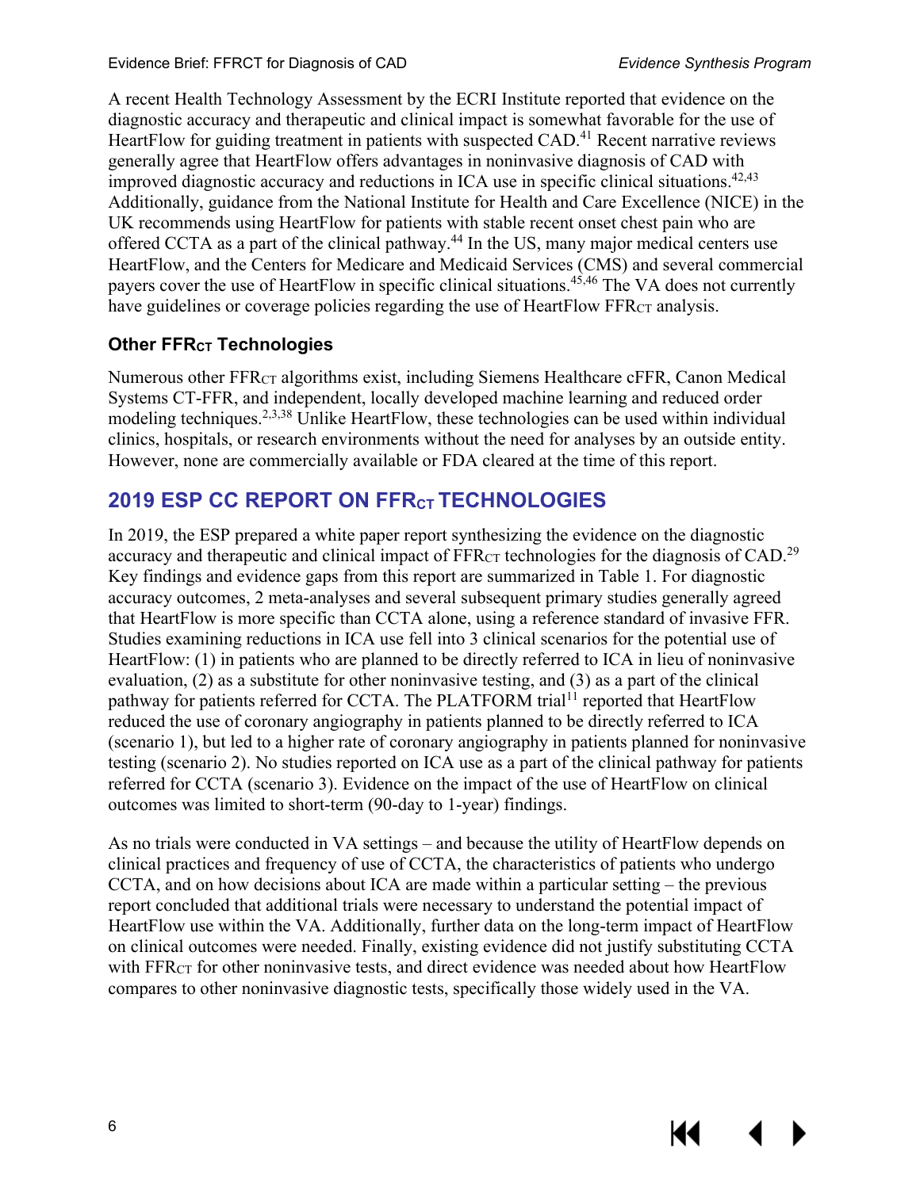A recent Health Technology Assessment by the ECRI Institute reported that evidence on the diagnostic accuracy and therapeutic and clinical impact is somewhat favorable for the use of HeartFlow for guiding treatment in patients with suspected CAD.[41] Recent narrative reviews generally agree that HeartFlow offers advantages in noninvasive diagnosis of CAD with improved diagnostic accuracy and reductions in ICA use in specific clinical situations.[42,43] Additionally, guidance from the National Institute for Health and Care Excellence (NICE) in the UK recommends using HeartFlow for patients with stable recent onset chest pain who are offered CCTA as a part of the clinical pathway.[44] In the US, many major medical centers use HeartFlow, and the Centers for Medicare and Medicaid Services (CMS) and several commercial payers cover the use of HeartFlow in specific clinical situations.[45,46] The VA does not currently have guidelines or coverage policies regarding the use of HeartFlow $FFR_{CT}$ analysis.

### Other $FFR_{CT}$ Technologies

Numerous other $FFR_{CT}$ algorithms exist, including Siemens Healthcare cFFR, Canon Medical Systems CT-FFR, and independent, locally developed machine learning and reduced order modeling techniques.[2,3,38] Unlike HeartFlow, these technologies can be used within individual clinics, hospitals, or research environments without the need for analyses by an outside entity. However, none are commercially available or FDA cleared at the time of this report.

## 2019 ESP CC REPORT ON $FFR_{CT}$ TECHNOLOGIES

In 2019, the ESP prepared a white paper report synthesizing the evidence on the diagnostic accuracy and therapeutic and clinical impact of $FFR_{CT}$ technologies for the diagnosis of CAD.[29] Key findings and evidence gaps from this report are summarized in Table 1. For diagnostic accuracy outcomes, 2 meta-analyses and several subsequent primary studies generally agreed that HeartFlow is more specific than CCTA alone, using a reference standard of invasive FFR. Studies examining reductions in ICA use fell into 3 clinical scenarios for the potential use of HeartFlow: (1) in patients who are planned to be directly referred to ICA in lieu of noninvasive evaluation, (2) as a substitute for other noninvasive testing, and (3) as a part of the clinical pathway for patients referred for CCTA. The PLATFORM trial[11] reported that HeartFlow reduced the use of coronary angiography in patients planned to be directly referred to ICA (scenario 1), but led to a higher rate of coronary angiography in patients planned for noninvasive testing (scenario 2). No studies reported on ICA use as a part of the clinical pathway for patients referred for CCTA (scenario 3). Evidence on the impact of the use of HeartFlow on clinical outcomes was limited to short-term (90-day to 1-year) findings.

As no trials were conducted in VA settings – and because the utility of HeartFlow depends on clinical practices and frequency of use of CCTA, the characteristics of patients who undergo CCTA, and on how decisions about ICA are made within a particular setting – the previous report concluded that additional trials were necessary to understand the potential impact of HeartFlow use within the VA. Additionally, further data on the long-term impact of HeartFlow on clinical outcomes were needed. Finally, existing evidence did not justify substituting CCTA with $FFR_{CT}$ for other noninvasive tests, and direct evidence was needed about how HeartFlow compares to other noninvasive diagnostic tests, specifically those widely used in the VA.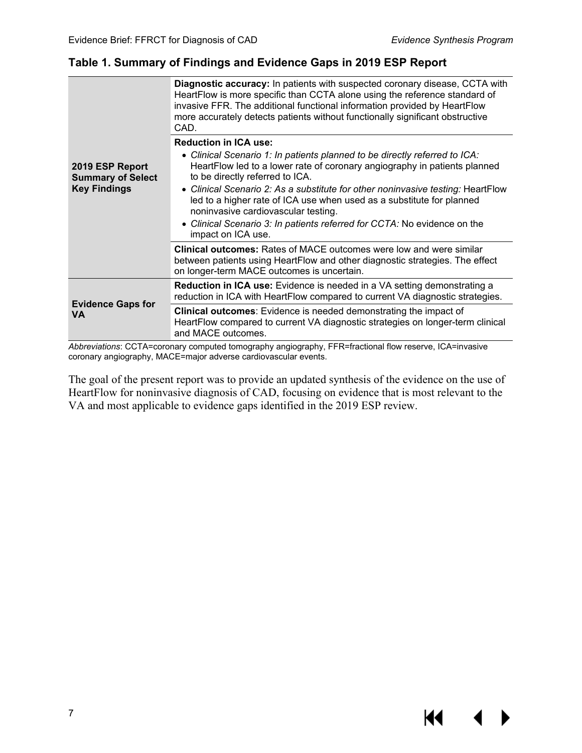### Table 1. Summary of Findings and Evidence Gaps in 2019 ESP Report

| | |
|---|---|
| **2019 ESP Report Summary of Select Key Findings** | **Diagnostic accuracy:** In patients with suspected coronary disease, CCTA with HeartFlow is more specific than CCTA alone using the reference standard of invasive FFR. The additional functional information provided by HeartFlow more accurately detects patients without functionally significant obstructive CAD. |
| | **Reduction in ICA use:**<br>• *Clinical Scenario 1: In patients planned to be directly referred to ICA:* HeartFlow led to a lower rate of coronary angiography in patients planned to be directly referred to ICA.<br>• *Clinical Scenario 2: As a substitute for other noninvasive testing:* HeartFlow led to a higher rate of ICA use when used as a substitute for planned noninvasive cardiovascular testing.<br>• *Clinical Scenario 3: In patients referred for CCTA:* No evidence on the impact on ICA use. |
| | **Clinical outcomes:** Rates of MACE outcomes were low and were similar between patients using HeartFlow and other diagnostic strategies. The effect on longer-term MACE outcomes is uncertain. |
| **Evidence Gaps for VA** | **Reduction in ICA use:** Evidence is needed in a VA setting demonstrating a reduction in ICA with HeartFlow compared to current VA diagnostic strategies. |
| | **Clinical outcomes**: Evidence is needed demonstrating the impact of HeartFlow compared to current VA diagnostic strategies on longer-term clinical and MACE outcomes. |

*Abbreviations*: CCTA=coronary computed tomography angiography, FFR=fractional flow reserve, ICA=invasive coronary angiography, MACE=major adverse cardiovascular events.

The goal of the present report was to provide an updated synthesis of the evidence on the use of HeartFlow for noninvasive diagnosis of CAD, focusing on evidence that is most relevant to the VA and most applicable to evidence gaps identified in the 2019 ESP review.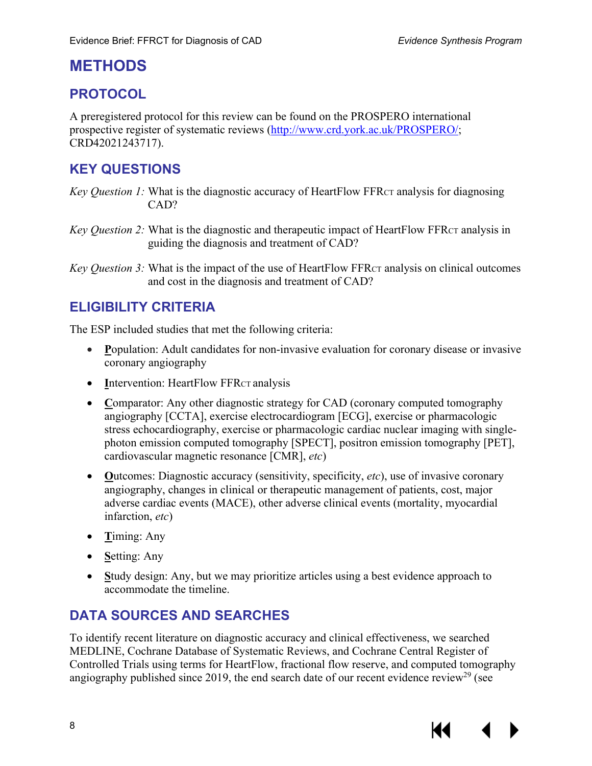# METHODS

## PROTOCOL

A preregistered protocol for this review can be found on the PROSPERO international prospective register of systematic reviews (http://www.crd.york.ac.uk/PROSPERO/; CRD42021243717).

## KEY QUESTIONS

*Key Question 1:* What is the diagnostic accuracy of HeartFlow FFR$_{CT}$ analysis for diagnosing CAD?

*Key Question 2:* What is the diagnostic and therapeutic impact of HeartFlow FFR$_{CT}$ analysis in guiding the diagnosis and treatment of CAD?

*Key Question 3:* What is the impact of the use of HeartFlow FFR$_{CT}$ analysis on clinical outcomes and cost in the diagnosis and treatment of CAD?

## ELIGIBILITY CRITERIA

The ESP included studies that met the following criteria:

- **P**opulation: Adult candidates for non-invasive evaluation for coronary disease or invasive coronary angiography
- **I**ntervention: HeartFlow FFR$_{CT}$ analysis
- **C**omparator: Any other diagnostic strategy for CAD (coronary computed tomography angiography [CCTA], exercise electrocardiogram [ECG], exercise or pharmacologic stress echocardiography, exercise or pharmacologic cardiac nuclear imaging with single-photon emission computed tomography [SPECT], positron emission tomography [PET], cardiovascular magnetic resonance [CMR], *etc*)
- **O**utcomes: Diagnostic accuracy (sensitivity, specificity, *etc*), use of invasive coronary angiography, changes in clinical or therapeutic management of patients, cost, major adverse cardiac events (MACE), other adverse clinical events (mortality, myocardial infarction, *etc*)
- **T**iming: Any
- **S**etting: Any
- **S**tudy design: Any, but we may prioritize articles using a best evidence approach to accommodate the timeline.

## DATA SOURCES AND SEARCHES

To identify recent literature on diagnostic accuracy and clinical effectiveness, we searched MEDLINE, Cochrane Database of Systematic Reviews, and Cochrane Central Register of Controlled Trials using terms for HeartFlow, fractional flow reserve, and computed tomography angiography published since 2019, the end search date of our recent evidence review[29] (see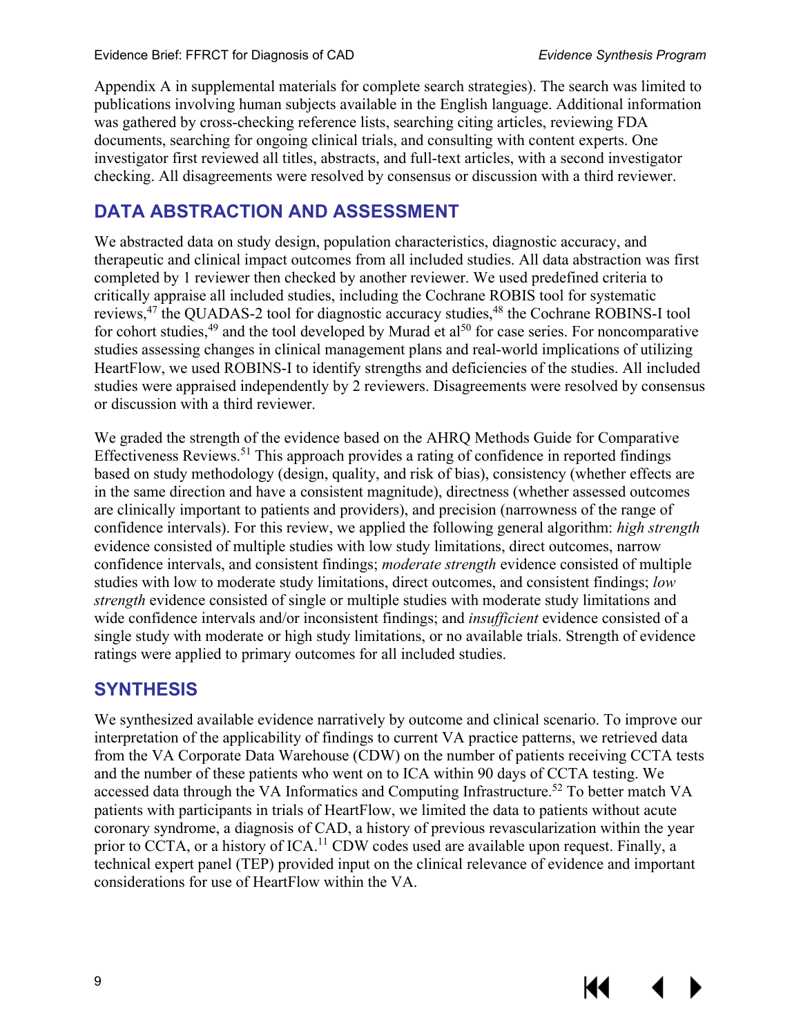Appendix A in supplemental materials for complete search strategies). The search was limited to publications involving human subjects available in the English language. Additional information was gathered by cross-checking reference lists, searching citing articles, reviewing FDA documents, searching for ongoing clinical trials, and consulting with content experts. One investigator first reviewed all titles, abstracts, and full-text articles, with a second investigator checking. All disagreements were resolved by consensus or discussion with a third reviewer.

## DATA ABSTRACTION AND ASSESSMENT

We abstracted data on study design, population characteristics, diagnostic accuracy, and therapeutic and clinical impact outcomes from all included studies. All data abstraction was first completed by 1 reviewer then checked by another reviewer. We used predefined criteria to critically appraise all included studies, including the Cochrane ROBIS tool for systematic reviews,[47] the QUADAS-2 tool for diagnostic accuracy studies,[48] the Cochrane ROBINS-I tool for cohort studies,[49] and the tool developed by Murad et al[50] for case series. For noncomparative studies assessing changes in clinical management plans and real-world implications of utilizing HeartFlow, we used ROBINS-I to identify strengths and deficiencies of the studies. All included studies were appraised independently by 2 reviewers. Disagreements were resolved by consensus or discussion with a third reviewer.

We graded the strength of the evidence based on the AHRQ Methods Guide for Comparative Effectiveness Reviews.[51] This approach provides a rating of confidence in reported findings based on study methodology (design, quality, and risk of bias), consistency (whether effects are in the same direction and have a consistent magnitude), directness (whether assessed outcomes are clinically important to patients and providers), and precision (narrowness of the range of confidence intervals). For this review, we applied the following general algorithm: *high strength* evidence consisted of multiple studies with low study limitations, direct outcomes, narrow confidence intervals, and consistent findings; *moderate strength* evidence consisted of multiple studies with low to moderate study limitations, direct outcomes, and consistent findings; *low strength* evidence consisted of single or multiple studies with moderate study limitations and wide confidence intervals and/or inconsistent findings; and *insufficient* evidence consisted of a single study with moderate or high study limitations, or no available trials. Strength of evidence ratings were applied to primary outcomes for all included studies.

## SYNTHESIS

We synthesized available evidence narratively by outcome and clinical scenario. To improve our interpretation of the applicability of findings to current VA practice patterns, we retrieved data from the VA Corporate Data Warehouse (CDW) on the number of patients receiving CCTA tests and the number of these patients who went on to ICA within 90 days of CCTA testing. We accessed data through the VA Informatics and Computing Infrastructure.[52] To better match VA patients with participants in trials of HeartFlow, we limited the data to patients without acute coronary syndrome, a diagnosis of CAD, a history of previous revascularization within the year prior to CCTA, or a history of ICA.[11] CDW codes used are available upon request. Finally, a technical expert panel (TEP) provided input on the clinical relevance of evidence and important considerations for use of HeartFlow within the VA.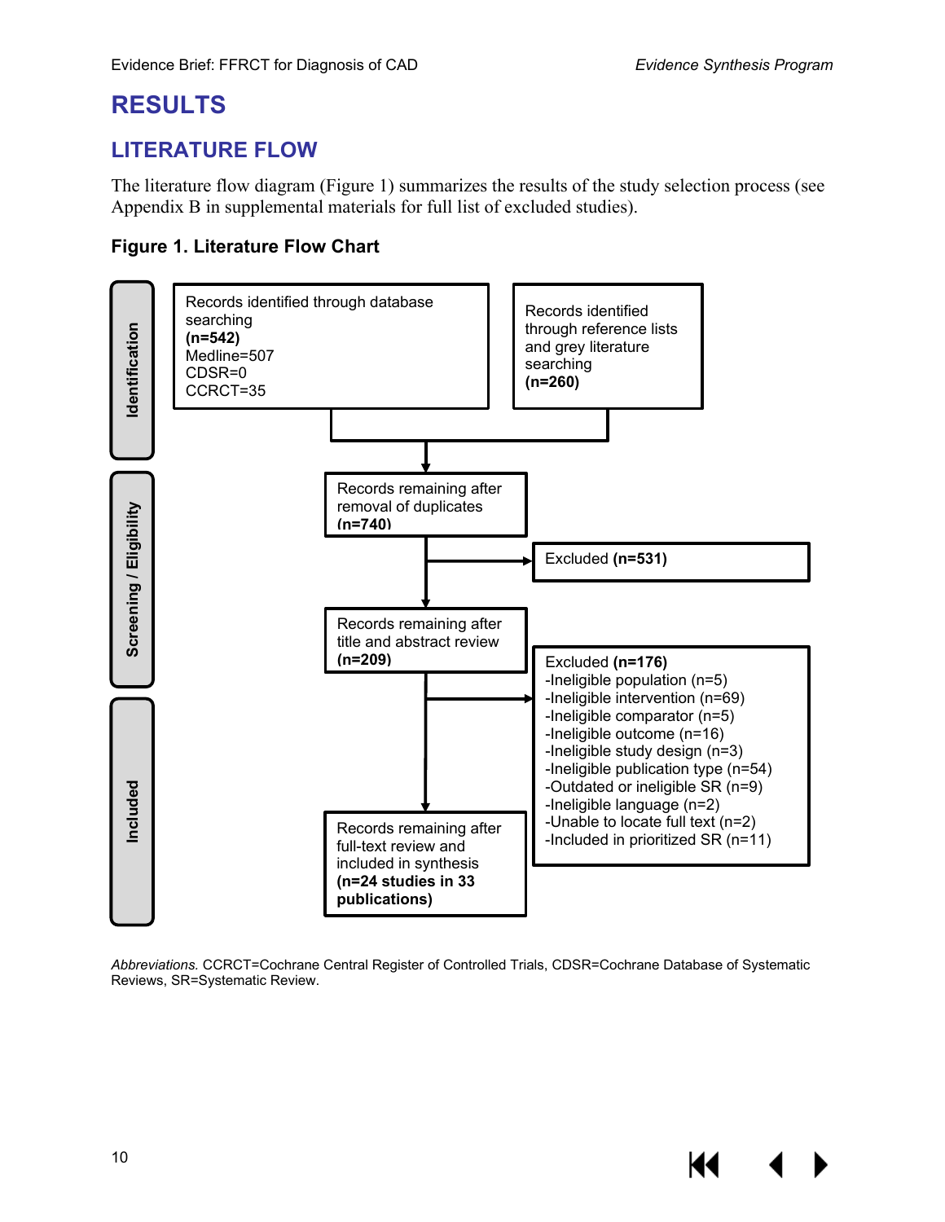# RESULTS

## LITERATURE FLOW

The literature flow diagram (Figure 1) summarizes the results of the study selection process (see Appendix B in supplemental materials for full list of excluded studies).

### Figure 1. Literature Flow Chart

**Identification**

- Records identified through database searching **(n=542)**
  - Medline=507
  - CDSR=0
  - CCRCT=35
- Records identified through reference lists and grey literature searching **(n=260)**

**Screening / Eligibility**

- Records remaining after removal of duplicates **(n=740)**
  - Excluded **(n=531)**
- Records remaining after title and abstract review **(n=209)**
  - Excluded **(n=176)**
    - -Ineligible population (n=5)
    - -Ineligible intervention (n=69)
    - -Ineligible comparator (n=5)
    - -Ineligible outcome (n=16)
    - -Ineligible study design (n=3)
    - -Ineligible publication type (n=54)
    - -Outdated or ineligible SR (n=9)
    - -Ineligible language (n=2)
    - -Unable to locate full text (n=2)
    - -Included in prioritized SR (n=11)

**Included**

- Records remaining after full-text review and included in synthesis **(n=24 studies in 33 publications)**

*Abbreviations.* CCRCT=Cochrane Central Register of Controlled Trials, CDSR=Cochrane Database of Systematic Reviews, SR=Systematic Review.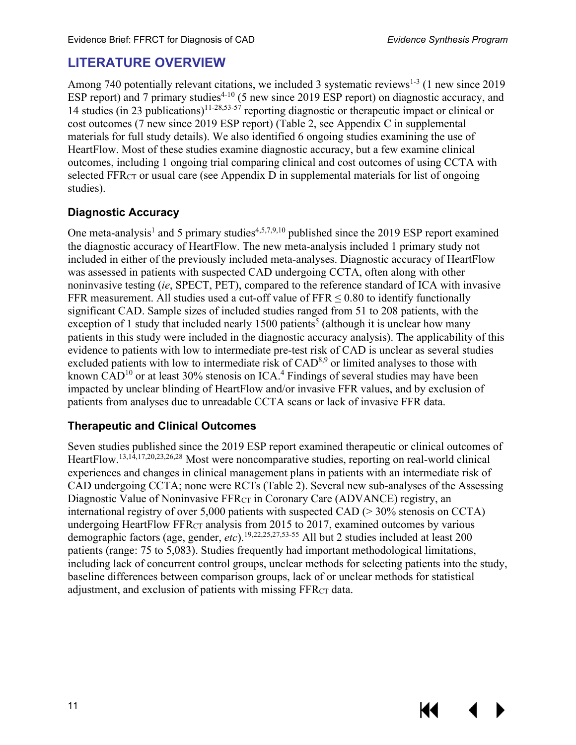## LITERATURE OVERVIEW

Among 740 potentially relevant citations, we included 3 systematic reviews[1-3] (1 new since 2019 ESP report) and 7 primary studies[4-10] (5 new since 2019 ESP report) on diagnostic accuracy, and 14 studies (in 23 publications)[11-28,53-57] reporting diagnostic or therapeutic impact or clinical or cost outcomes (7 new since 2019 ESP report) (Table 2, see Appendix C in supplemental materials for full study details). We also identified 6 ongoing studies examining the use of HeartFlow. Most of these studies examine diagnostic accuracy, but a few examine clinical outcomes, including 1 ongoing trial comparing clinical and cost outcomes of using CCTA with selected $FFR_{CT}$ or usual care (see Appendix D in supplemental materials for list of ongoing studies).

### Diagnostic Accuracy

One meta-analysis[1] and 5 primary studies[4,5,7,9,10] published since the 2019 ESP report examined the diagnostic accuracy of HeartFlow. The new meta-analysis included 1 primary study not included in either of the previously included meta-analyses. Diagnostic accuracy of HeartFlow was assessed in patients with suspected CAD undergoing CCTA, often along with other noninvasive testing (*ie*, SPECT, PET), compared to the reference standard of ICA with invasive FFR measurement. All studies used a cut-off value of FFR $\leq$ 0.80 to identify functionally significant CAD. Sample sizes of included studies ranged from 51 to 208 patients, with the exception of 1 study that included nearly 1500 patients[5] (although it is unclear how many patients in this study were included in the diagnostic accuracy analysis). The applicability of this evidence to patients with low to intermediate pre-test risk of CAD is unclear as several studies excluded patients with low to intermediate risk of CAD[8,9] or limited analyses to those with known CAD[10] or at least 30% stenosis on ICA.[4] Findings of several studies may have been impacted by unclear blinding of HeartFlow and/or invasive FFR values, and by exclusion of patients from analyses due to unreadable CCTA scans or lack of invasive FFR data.

### Therapeutic and Clinical Outcomes

Seven studies published since the 2019 ESP report examined therapeutic or clinical outcomes of HeartFlow.[13,14,17,20,23,26,28] Most were noncomparative studies, reporting on real-world clinical experiences and changes in clinical management plans in patients with an intermediate risk of CAD undergoing CCTA; none were RCTs (Table 2). Several new sub-analyses of the Assessing Diagnostic Value of Noninvasive $FFR_{CT}$ in Coronary Care (ADVANCE) registry, an international registry of over 5,000 patients with suspected CAD (> 30% stenosis on CCTA) undergoing HeartFlow $FFR_{CT}$ analysis from 2015 to 2017, examined outcomes by various demographic factors (age, gender, *etc*).[19,22,25,27,53-55] All but 2 studies included at least 200 patients (range: 75 to 5,083). Studies frequently had important methodological limitations, including lack of concurrent control groups, unclear methods for selecting patients into the study, baseline differences between comparison groups, lack of or unclear methods for statistical adjustment, and exclusion of patients with missing $FFR_{CT}$ data.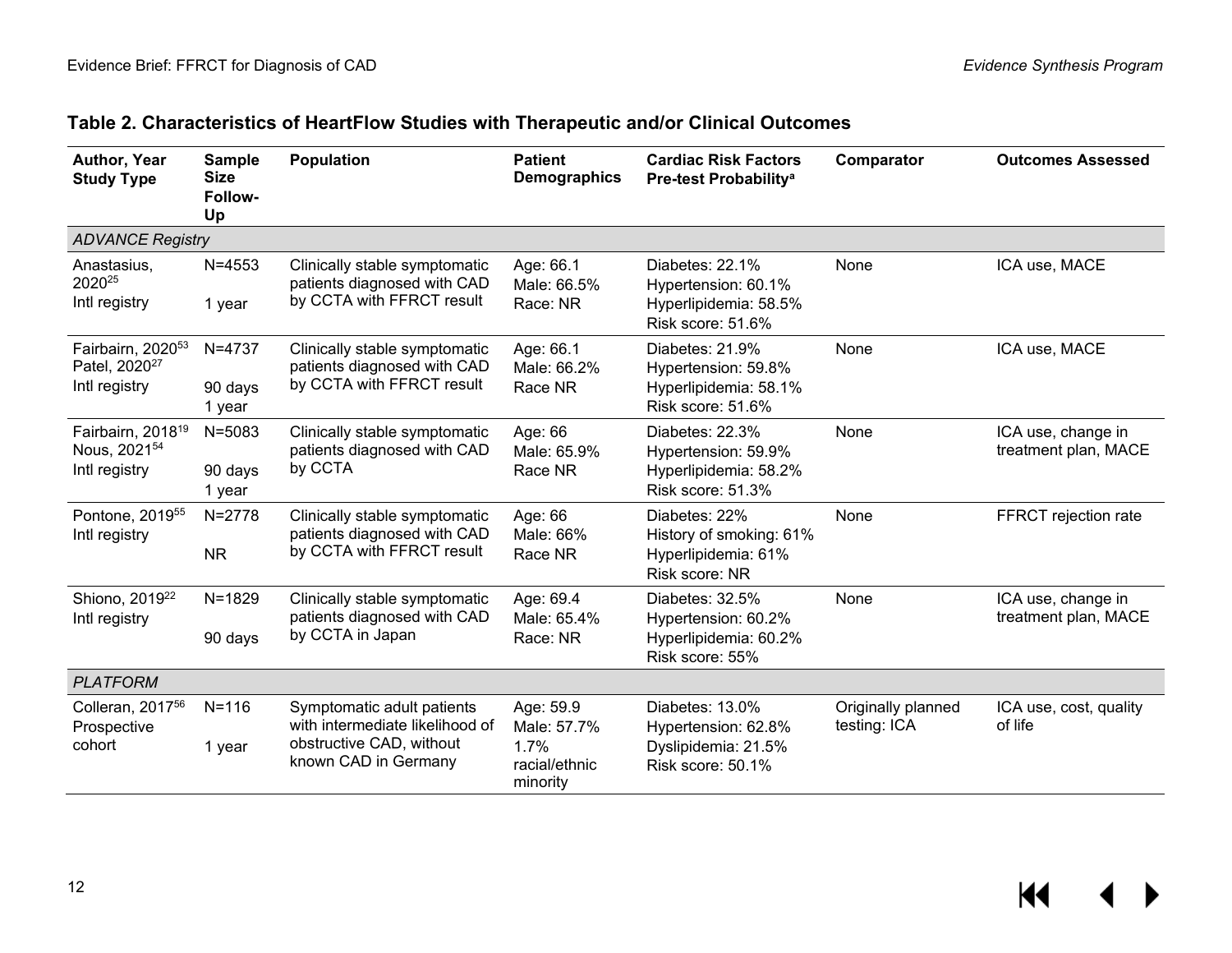**Table 2. Characteristics of HeartFlow Studies with Therapeutic and/or Clinical Outcomes**

| Author, Year Study Type | Sample Size Follow-Up | Population | Patient Demographics | Cardiac Risk Factors Pre-test Probability[a] | Comparator | Outcomes Assessed |
|---|---|---|---|---|---|---|
| *ADVANCE Registry* | | | | | | |
| Anastasius, 2020[25] Intl registry | N=4553 1 year | Clinically stable symptomatic patients diagnosed with CAD by CCTA with FFRCT result | Age: 66.1 Male: 66.5% Race: NR | Diabetes: 22.1% Hypertension: 60.1% Hyperlipidemia: 58.5% Risk score: 51.6% | None | ICA use, MACE |
| Fairbairn, 2020[53] Patel, 2020[27] Intl registry | N=4737 90 days 1 year | Clinically stable symptomatic patients diagnosed with CAD by CCTA with FFRCT result | Age: 66.1 Male: 66.2% Race NR | Diabetes: 21.9% Hypertension: 59.8% Hyperlipidemia: 58.1% Risk score: 51.6% | None | ICA use, MACE |
| Fairbairn, 2018[19] Nous, 2021[54] Intl registry | N=5083 90 days 1 year | Clinically stable symptomatic patients diagnosed with CAD by CCTA | Age: 66 Male: 65.9% Race NR | Diabetes: 22.3% Hypertension: 59.9% Hyperlipidemia: 58.2% Risk score: 51.3% | None | ICA use, change in treatment plan, MACE |
| Pontone, 2019[55] Intl registry | N=2778 NR | Clinically stable symptomatic patients diagnosed with CAD by CCTA with FFRCT result | Age: 66 Male: 66% Race NR | Diabetes: 22% History of smoking: 61% Hyperlipidemia: 61% Risk score: NR | None | FFRCT rejection rate |
| Shiono, 2019[22] Intl registry | N=1829 90 days | Clinically stable symptomatic patients diagnosed with CAD by CCTA in Japan | Age: 69.4 Male: 65.4% Race: NR | Diabetes: 32.5% Hypertension: 60.2% Hyperlipidemia: 60.2% Risk score: 55% | None | ICA use, change in treatment plan, MACE |
| *PLATFORM* | | | | | | |
| Colleran, 2017[56] Prospective cohort | N=116 1 year | Symptomatic adult patients with intermediate likelihood of obstructive CAD, without known CAD in Germany | Age: 59.9 Male: 57.7% 1.7% racial/ethnic minority | Diabetes: 13.0% Hypertension: 62.8% Dyslipidemia: 21.5% Risk score: 50.1% | Originally planned testing: ICA | ICA use, cost, quality of life |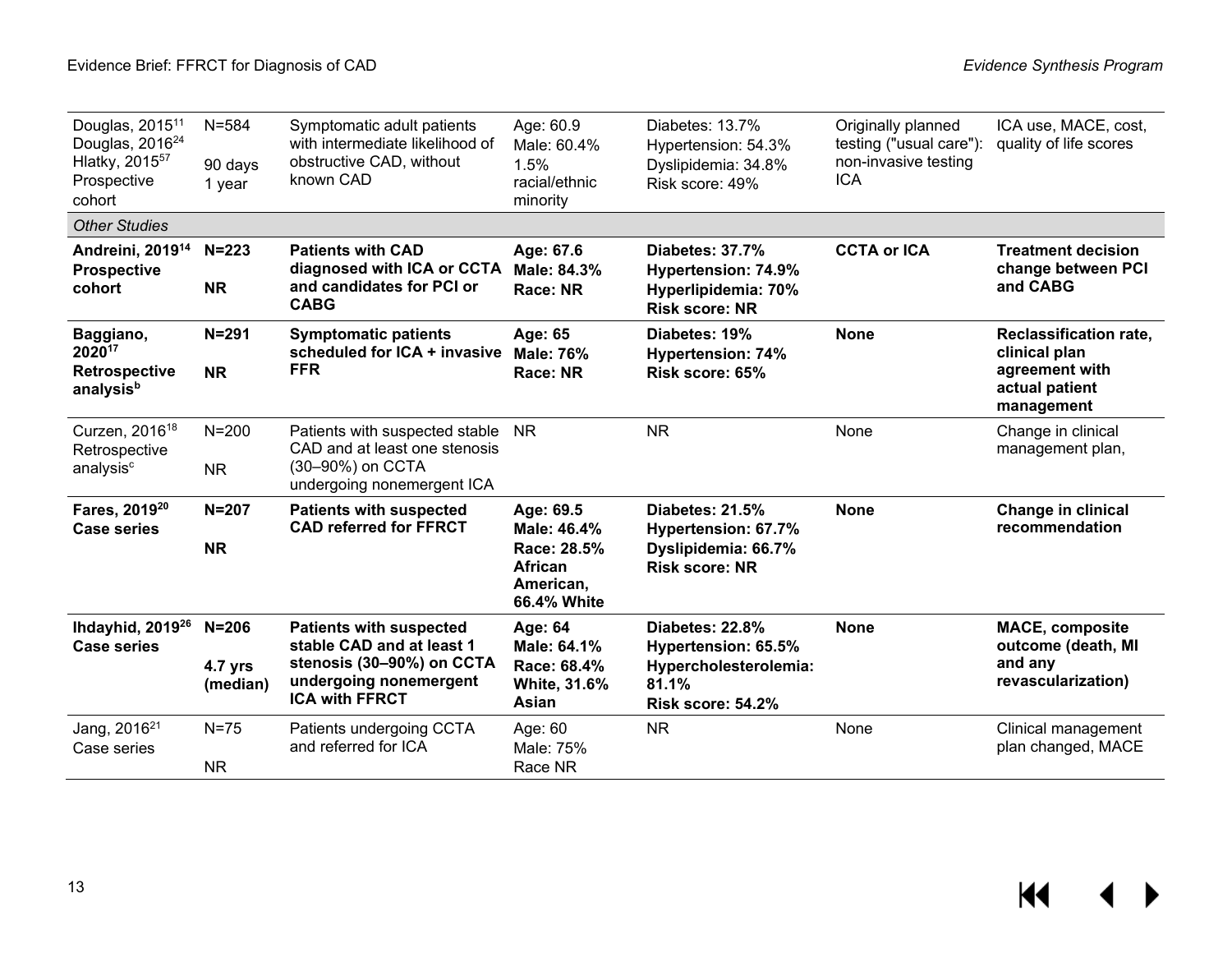| | | | | | | |
|---|---|---|---|---|---|---|
| Douglas, 2015[11] Douglas, 2016[24] Hlatky, 2015[57] Prospective cohort | N=584<br><br>90 days<br>1 year | Symptomatic adult patients with intermediate likelihood of obstructive CAD, without known CAD | Age: 60.9<br>Male: 60.4%<br>1.5% racial/ethnic minority | Diabetes: 13.7%<br>Hypertension: 54.3%<br>Dyslipidemia: 34.8%<br>Risk score: 49% | Originally planned testing ("usual care"): non-invasive testing ICA | ICA use, MACE, cost, quality of life scores |
| *Other Studies* | | | | | | |
| **Andreini, 2019[14]<br>Prospective cohort** | **N=223**<br><br>**NR** | **Patients with CAD diagnosed with ICA or CCTA and candidates for PCI or CABG** | **Age: 67.6<br>Male: 84.3%<br>Race: NR** | **Diabetes: 37.7%<br>Hypertension: 74.9%<br>Hyperlipidemia: 70%<br>Risk score: NR** | **CCTA or ICA** | **Treatment decision change between PCI and CABG** |
| **Baggiano, 2020[17]<br>Retrospective analysis[b]** | **N=291**<br><br>**NR** | **Symptomatic patients scheduled for ICA + invasive FFR** | **Age: 65<br>Male: 76%<br>Race: NR** | **Diabetes: 19%<br>Hypertension: 74%<br>Risk score: 65%** | **None** | **Reclassification rate, clinical plan agreement with actual patient management** |
| Curzen, 2016[18]<br>Retrospective analysis[c] | N=200<br><br>NR | Patients with suspected stable CAD and at least one stenosis (30–90%) on CCTA undergoing nonemergent ICA | NR | NR | None | Change in clinical management plan, |
| **Fares, 2019[20]<br>Case series** | **N=207**<br><br>**NR** | **Patients with suspected CAD referred for FFRCT** | **Age: 69.5<br>Male: 46.4%<br>Race: 28.5% African American, 66.4% White** | **Diabetes: 21.5%<br>Hypertension: 67.7%<br>Dyslipidemia: 66.7%<br>Risk score: NR** | **None** | **Change in clinical recommendation** |
| **Ihdayhid, 2019[26]<br>Case series** | **N=206**<br><br>**4.7 yrs (median)** | **Patients with suspected stable CAD and at least 1 stenosis (30–90%) on CCTA undergoing nonemergent ICA with FFRCT** | **Age: 64<br>Male: 64.1%<br>Race: 68.4% White, 31.6% Asian** | **Diabetes: 22.8%<br>Hypertension: 65.5%<br>Hypercholesterolemia: 81.1%<br>Risk score: 54.2%** | **None** | **MACE, composite outcome (death, MI and any revascularization)** |
| Jang, 2016[21]<br>Case series | N=75<br><br>NR | Patients undergoing CCTA and referred for ICA | Age: 60<br>Male: 75%<br>Race NR | NR | None | Clinical management plan changed, MACE |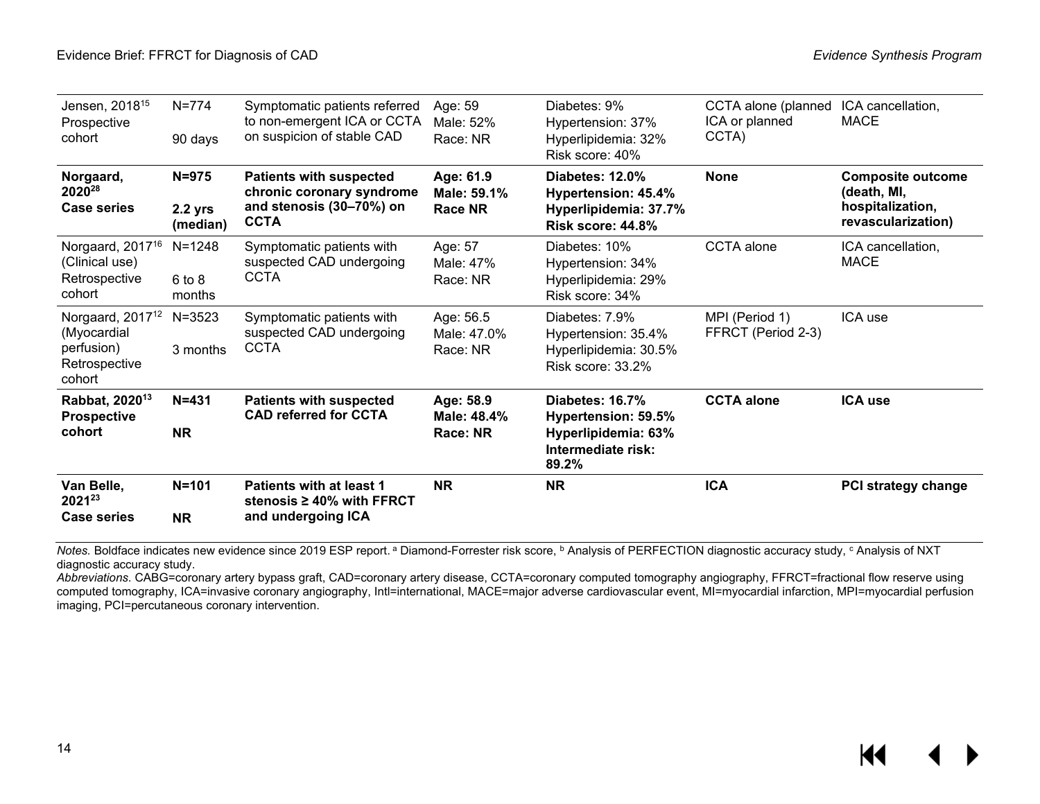| Jensen, 2018[15] Prospective cohort | N=774 90 days | Symptomatic patients referred to non-emergent ICA or CCTA on suspicion of stable CAD | Age: 59 Male: 52% Race: NR | Diabetes: 9% Hypertension: 37% Hyperlipidemia: 32% Risk score: 40% | CCTA alone (planned ICA or planned CCTA) | ICA cancellation, MACE |
|---|---|---|---|---|---|---|
| **Norgaard, 2020[28]** **Case series** | **N=975** **2.2 yrs (median)** | **Patients with suspected chronic coronary syndrome and stenosis (30–70%) on CCTA** | **Age: 61.9** **Male: 59.1%** **Race NR** | **Diabetes: 12.0%** **Hypertension: 45.4%** **Hyperlipidemia: 37.7%** **Risk score: 44.8%** | **None** | **Composite outcome (death, MI, hospitalization, revascularization)** |
| Norgaard, 2017[16] (Clinical use) Retrospective cohort | N=1248 6 to 8 months | Symptomatic patients with suspected CAD undergoing CCTA | Age: 57 Male: 47% Race: NR | Diabetes: 10% Hypertension: 34% Hyperlipidemia: 29% Risk score: 34% | CCTA alone | ICA cancellation, MACE |
| Norgaard, 2017[12] (Myocardial perfusion) Retrospective cohort | N=3523 3 months | Symptomatic patients with suspected CAD undergoing CCTA | Age: 56.5 Male: 47.0% Race: NR | Diabetes: 7.9% Hypertension: 35.4% Hyperlipidemia: 30.5% Risk score: 33.2% | MPI (Period 1) FFRCT (Period 2-3) | ICA use |
| **Rabbat, 2020[13]** **Prospective cohort** | **N=431** **NR** | **Patients with suspected CAD referred for CCTA** | **Age: 58.9** **Male: 48.4%** **Race: NR** | **Diabetes: 16.7%** **Hypertension: 59.5%** **Hyperlipidemia: 63%** **Intermediate risk: 89.2%** | **CCTA alone** | **ICA use** |
| **Van Belle, 2021[23]** **Case series** | **N=101** **NR** | **Patients with at least 1 stenosis ≥ 40% with FFRCT and undergoing ICA** | **NR** | **NR** | **ICA** | **PCI strategy change** |

*Notes.* Boldface indicates new evidence since 2019 ESP report. [a] Diamond-Forrester risk score, [b] Analysis of PERFECTION diagnostic accuracy study, [c] Analysis of NXT diagnostic accuracy study.

*Abbreviations*. CABG=coronary artery bypass graft, CAD=coronary artery disease, CCTA=coronary computed tomography angiography, FFRCT=fractional flow reserve using computed tomography, ICA=invasive coronary angiography, Intl=international, MACE=major adverse cardiovascular event, MI=myocardial infarction, MPI=myocardial perfusion imaging, PCI=percutaneous coronary intervention.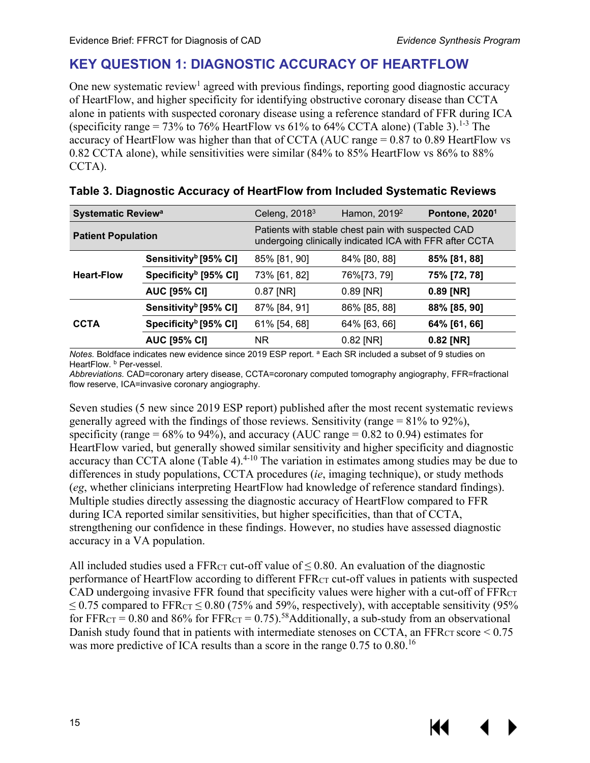## KEY QUESTION 1: DIAGNOSTIC ACCURACY OF HEARTFLOW

One new systematic review[1] agreed with previous findings, reporting good diagnostic accuracy of HeartFlow, and higher specificity for identifying obstructive coronary disease than CCTA alone in patients with suspected coronary disease using a reference standard of FFR during ICA (specificity range = 73% to 76% HeartFlow vs 61% to 64% CCTA alone) (Table 3).[1-3] The accuracy of HeartFlow was higher than that of CCTA (AUC range = 0.87 to 0.89 HeartFlow vs 0.82 CCTA alone), while sensitivities were similar (84% to 85% HeartFlow vs 86% to 88% CCTA).

**Table 3. Diagnostic Accuracy of HeartFlow from Included Systematic Reviews**

| Systematic Review[a] | | Celeng, 2018[3] | Hamon, 2019[2] | **Pontone, 2020[1]** |
|---|---|---|---|---|
| **Patient Population** | | Patients with stable chest pain with suspected CAD undergoing clinically indicated ICA with FFR after CCTA | | |
| **Heart-Flow** | **Sensitivity[b] [95% CI]** | 85% [81, 90] | 84% [80, 88] | **85% [81, 88]** |
| | **Specificity[b] [95% CI]** | 73% [61, 82] | 76%[73, 79] | **75% [72, 78]** |
| | **AUC [95% CI]** | 0.87 [NR] | 0.89 [NR] | **0.89 [NR]** |
| **CCTA** | **Sensitivity[b] [95% CI]** | 87% [84, 91] | 86% [85, 88] | **88% [85, 90]** |
| | **Specificity[b] [95% CI]** | 61% [54, 68] | 64% [63, 66] | **64% [61, 66]** |
| | **AUC [95% CI]** | NR | 0.82 [NR] | **0.82 [NR]** |

*Notes.* Boldface indicates new evidence since 2019 ESP report. [a] Each SR included a subset of 9 studies on HeartFlow. [b] Per-vessel.
*Abbreviations.* CAD=coronary artery disease, CCTA=coronary computed tomography angiography, FFR=fractional flow reserve, ICA=invasive coronary angiography.

Seven studies (5 new since 2019 ESP report) published after the most recent systematic reviews generally agreed with the findings of those reviews. Sensitivity (range = 81% to 92%), specificity (range = 68% to 94%), and accuracy (AUC range = 0.82 to 0.94) estimates for HeartFlow varied, but generally showed similar sensitivity and higher specificity and diagnostic accuracy than CCTA alone (Table 4).[4-10] The variation in estimates among studies may be due to differences in study populations, CCTA procedures (*ie*, imaging technique), or study methods (*eg*, whether clinicians interpreting HeartFlow had knowledge of reference standard findings). Multiple studies directly assessing the diagnostic accuracy of HeartFlow compared to FFR during ICA reported similar sensitivities, but higher specificities, than that of CCTA, strengthening our confidence in these findings. However, no studies have assessed diagnostic accuracy in a VA population.

All included studies used a $FFR_{CT}$ cut-off value of $\leq 0.80$. An evaluation of the diagnostic performance of HeartFlow according to different $FFR_{CT}$ cut-off values in patients with suspected CAD undergoing invasive FFR found that specificity values were higher with a cut-off of $FFR_{CT} \leq 0.75$ compared to $FFR_{CT} \leq 0.80$ (75% and 59%, respectively), with acceptable sensitivity (95% for $FFR_{CT} = 0.80$ and 86% for $FFR_{CT} = 0.75$).[58] Additionally, a sub-study from an observational Danish study found that in patients with intermediate stenoses on CCTA, an $FFR_{CT}$ score < 0.75 was more predictive of ICA results than a score in the range 0.75 to 0.80.[16]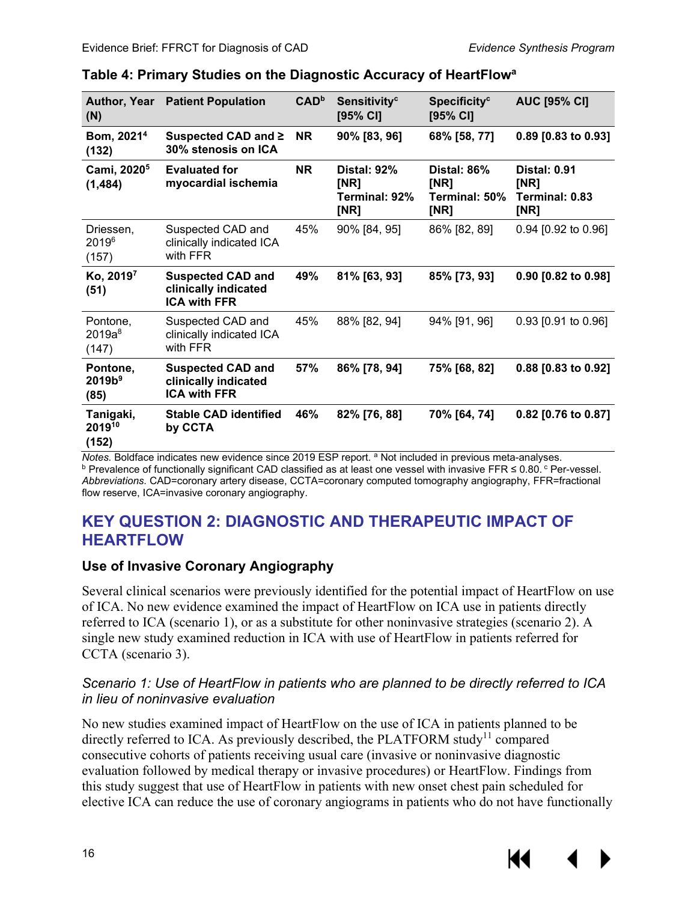**Table 4: Primary Studies on the Diagnostic Accuracy of HeartFlow[a]**

| Author, Year (N) | Patient Population | CAD[b] | Sensitivity[c] [95% CI] | Specificity[c] [95% CI] | AUC [95% CI] |
|---|---|---|---|---|---|
| **Bom, 2021[4] (132)** | **Suspected CAD and ≥ 30% stenosis on ICA** | **NR** | **90% [83, 96]** | **68% [58, 77]** | **0.89 [0.83 to 0.93]** |
| **Cami, 2020[5] (1,484)** | **Evaluated for myocardial ischemia** | **NR** | **Distal: 92% [NR] Terminal: 92% [NR]** | **Distal: 86% [NR] Terminal: 50% [NR]** | **Distal: 0.91 [NR] Terminal: 0.83 [NR]** |
| Driessen, 2019[6] (157) | Suspected CAD and clinically indicated ICA with FFR | 45% | 90% [84, 95] | 86% [82, 89] | 0.94 [0.92 to 0.96] |
| **Ko, 2019[7] (51)** | **Suspected CAD and clinically indicated ICA with FFR** | **49%** | **81% [63, 93]** | **85% [73, 93]** | **0.90 [0.82 to 0.98]** |
| Pontone, 2019a[8] (147) | Suspected CAD and clinically indicated ICA with FFR | 45% | 88% [82, 94] | 94% [91, 96] | 0.93 [0.91 to 0.96] |
| **Pontone, 2019b[9] (85)** | **Suspected CAD and clinically indicated ICA with FFR** | **57%** | **86% [78, 94]** | **75% [68, 82]** | **0.88 [0.83 to 0.92]** |
| **Tanigaki, 2019[10] (152)** | **Stable CAD identified by CCTA** | **46%** | **82% [76, 88]** | **70% [64, 74]** | **0.82 [0.76 to 0.87]** |

*Notes.* Boldface indicates new evidence since 2019 ESP report. [a] Not included in previous meta-analyses. [b] Prevalence of functionally significant CAD classified as at least one vessel with invasive FFR ≤ 0.80. [c] Per-vessel.
*Abbreviations.* CAD=coronary artery disease, CCTA=coronary computed tomography angiography, FFR=fractional flow reserve, ICA=invasive coronary angiography.

## KEY QUESTION 2: DIAGNOSTIC AND THERAPEUTIC IMPACT OF HEARTFLOW

### Use of Invasive Coronary Angiography

Several clinical scenarios were previously identified for the potential impact of HeartFlow on use of ICA. No new evidence examined the impact of HeartFlow on ICA use in patients directly referred to ICA (scenario 1), or as a substitute for other noninvasive strategies (scenario 2). A single new study examined reduction in ICA with use of HeartFlow in patients referred for CCTA (scenario 3).

#### *Scenario 1: Use of HeartFlow in patients who are planned to be directly referred to ICA in lieu of noninvasive evaluation*

No new studies examined impact of HeartFlow on the use of ICA in patients planned to be directly referred to ICA. As previously described, the PLATFORM study[11] compared consecutive cohorts of patients receiving usual care (invasive or noninvasive diagnostic evaluation followed by medical therapy or invasive procedures) or HeartFlow. Findings from this study suggest that use of HeartFlow in patients with new onset chest pain scheduled for elective ICA can reduce the use of coronary angiograms in patients who do not have functionally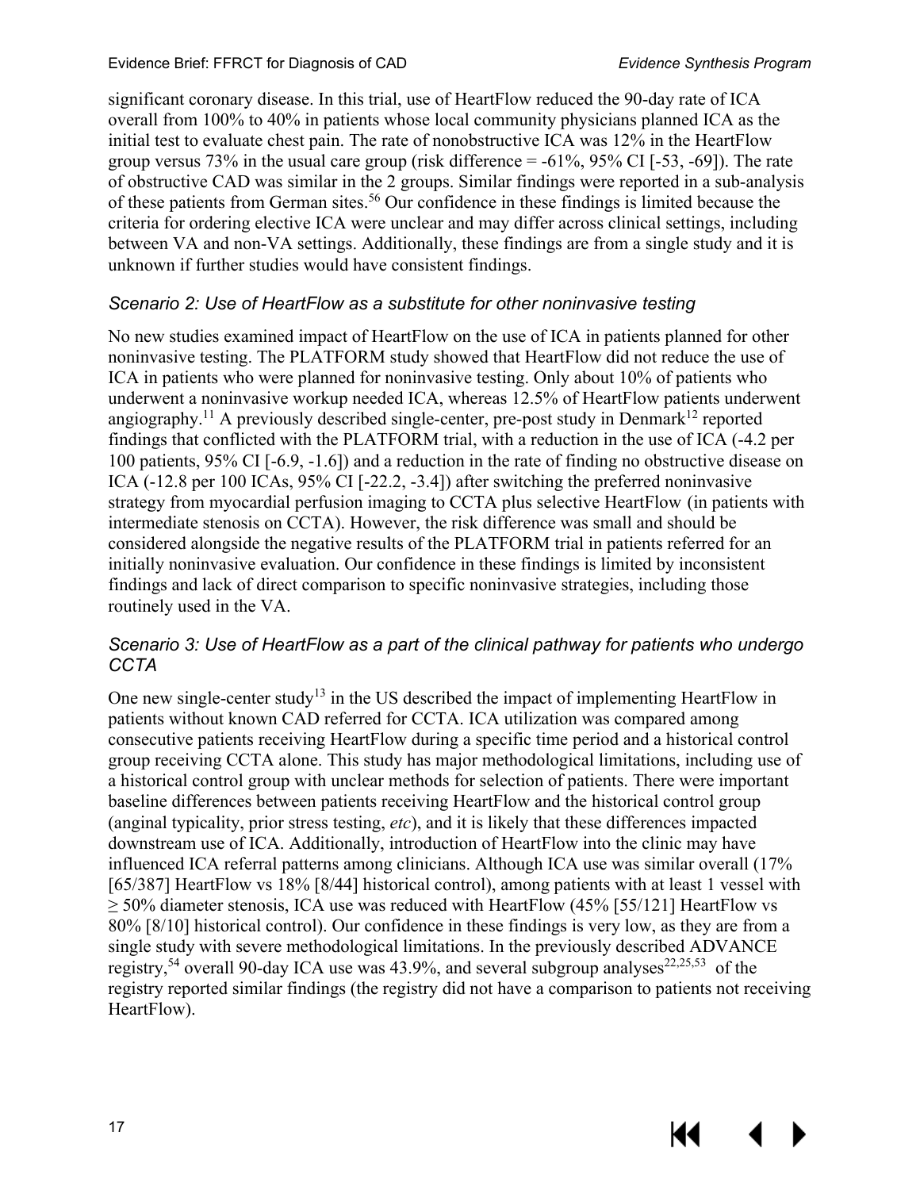significant coronary disease. In this trial, use of HeartFlow reduced the 90-day rate of ICA overall from 100% to 40% in patients whose local community physicians planned ICA as the initial test to evaluate chest pain. The rate of nonobstructive ICA was 12% in the HeartFlow group versus 73% in the usual care group (risk difference = -61%, 95% CI [-53, -69]). The rate of obstructive CAD was similar in the 2 groups. Similar findings were reported in a sub-analysis of these patients from German sites.[56] Our confidence in these findings is limited because the criteria for ordering elective ICA were unclear and may differ across clinical settings, including between VA and non-VA settings. Additionally, these findings are from a single study and it is unknown if further studies would have consistent findings.

### *Scenario 2: Use of HeartFlow as a substitute for other noninvasive testing*

No new studies examined impact of HeartFlow on the use of ICA in patients planned for other noninvasive testing. The PLATFORM study showed that HeartFlow did not reduce the use of ICA in patients who were planned for noninvasive testing. Only about 10% of patients who underwent a noninvasive workup needed ICA, whereas 12.5% of HeartFlow patients underwent angiography.[11] A previously described single-center, pre-post study in Denmark[12] reported findings that conflicted with the PLATFORM trial, with a reduction in the use of ICA (-4.2 per 100 patients, 95% CI [-6.9, -1.6]) and a reduction in the rate of finding no obstructive disease on ICA (-12.8 per 100 ICAs, 95% CI [-22.2, -3.4]) after switching the preferred noninvasive strategy from myocardial perfusion imaging to CCTA plus selective HeartFlow (in patients with intermediate stenosis on CCTA). However, the risk difference was small and should be considered alongside the negative results of the PLATFORM trial in patients referred for an initially noninvasive evaluation. Our confidence in these findings is limited by inconsistent findings and lack of direct comparison to specific noninvasive strategies, including those routinely used in the VA.

### *Scenario 3: Use of HeartFlow as a part of the clinical pathway for patients who undergo CCTA*

One new single-center study[13] in the US described the impact of implementing HeartFlow in patients without known CAD referred for CCTA. ICA utilization was compared among consecutive patients receiving HeartFlow during a specific time period and a historical control group receiving CCTA alone. This study has major methodological limitations, including use of a historical control group with unclear methods for selection of patients. There were important baseline differences between patients receiving HeartFlow and the historical control group (anginal typicality, prior stress testing, *etc*), and it is likely that these differences impacted downstream use of ICA. Additionally, introduction of HeartFlow into the clinic may have influenced ICA referral patterns among clinicians. Although ICA use was similar overall (17% [65/387] HeartFlow vs 18% [8/44] historical control), among patients with at least 1 vessel with ≥ 50% diameter stenosis, ICA use was reduced with HeartFlow (45% [55/121] HeartFlow vs 80% [8/10] historical control). Our confidence in these findings is very low, as they are from a single study with severe methodological limitations. In the previously described ADVANCE registry,[54] overall 90-day ICA use was 43.9%, and several subgroup analyses[22,25,53] of the registry reported similar findings (the registry did not have a comparison to patients not receiving HeartFlow).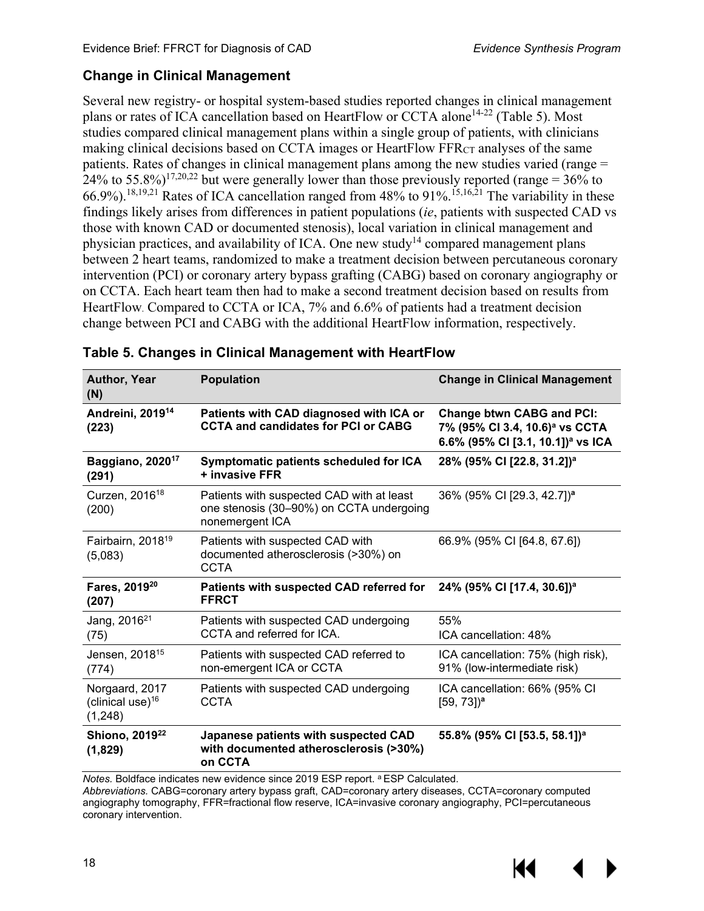### Change in Clinical Management

Several new registry- or hospital system-based studies reported changes in clinical management plans or rates of ICA cancellation based on HeartFlow or CCTA alone[14-22] (Table 5). Most studies compared clinical management plans within a single group of patients, with clinicians making clinical decisions based on CCTA images or HeartFlow $FFR_{CT}$ analyses of the same patients. Rates of changes in clinical management plans among the new studies varied (range = 24% to 55.8%)[17,20,22] but were generally lower than those previously reported (range = 36% to 66.9%).[18,19,21] Rates of ICA cancellation ranged from 48% to 91%.[15,16,21] The variability in these findings likely arises from differences in patient populations (*ie*, patients with suspected CAD vs those with known CAD or documented stenosis), local variation in clinical management and physician practices, and availability of ICA. One new study[14] compared management plans between 2 heart teams, randomized to make a treatment decision between percutaneous coronary intervention (PCI) or coronary artery bypass grafting (CABG) based on coronary angiography or on CCTA. Each heart team then had to make a second treatment decision based on results from HeartFlow. Compared to CCTA or ICA, 7% and 6.6% of patients had a treatment decision change between PCI and CABG with the additional HeartFlow information, respectively.

**Table 5. Changes in Clinical Management with HeartFlow**

| Author, Year (N) | Population | Change in Clinical Management |
|---|---|---|
| **Andreini, 2019[14] (223)** | **Patients with CAD diagnosed with ICA or CCTA and candidates for PCI or CABG** | **Change btwn CABG and PCI: 7% (95% CI 3.4, 10.6)[a] vs CCTA 6.6% (95% CI [3.1, 10.1])[a] vs ICA** |
| **Baggiano, 2020[17] (291)** | **Symptomatic patients scheduled for ICA + invasive FFR** | **28% (95% CI [22.8, 31.2])[a]** |
| Curzen, 2016[18] (200) | Patients with suspected CAD with at least one stenosis (30–90%) on CCTA undergoing nonemergent ICA | 36% (95% CI [29.3, 42.7])[a] |
| Fairbairn, 2018[19] (5,083) | Patients with suspected CAD with documented atherosclerosis (>30%) on CCTA | 66.9% (95% CI [64.8, 67.6]) |
| **Fares, 2019[20] (207)** | **Patients with suspected CAD referred for FFRCT** | **24% (95% CI [17.4, 30.6])[a]** |
| Jang, 2016[21] (75) | Patients with suspected CAD undergoing CCTA and referred for ICA. | 55%<br>ICA cancellation: 48% |
| Jensen, 2018[15] (774) | Patients with suspected CAD referred to non-emergent ICA or CCTA | ICA cancellation: 75% (high risk), 91% (low-intermediate risk) |
| Norgaard, 2017 (clinical use)[16] (1,248) | Patients with suspected CAD undergoing CCTA | ICA cancellation: 66% (95% CI [59, 73])[a] |
| **Shiono, 2019[22] (1,829)** | **Japanese patients with suspected CAD with documented atherosclerosis (>30%) on CCTA** | **55.8% (95% CI [53.5, 58.1])[a]** |

*Notes.* Boldface indicates new evidence since 2019 ESP report. [a] ESP Calculated.
*Abbreviations.* CABG=coronary artery bypass graft, CAD=coronary artery diseases, CCTA=coronary computed angiography tomography, FFR=fractional flow reserve, ICA=invasive coronary angiography, PCI=percutaneous coronary intervention.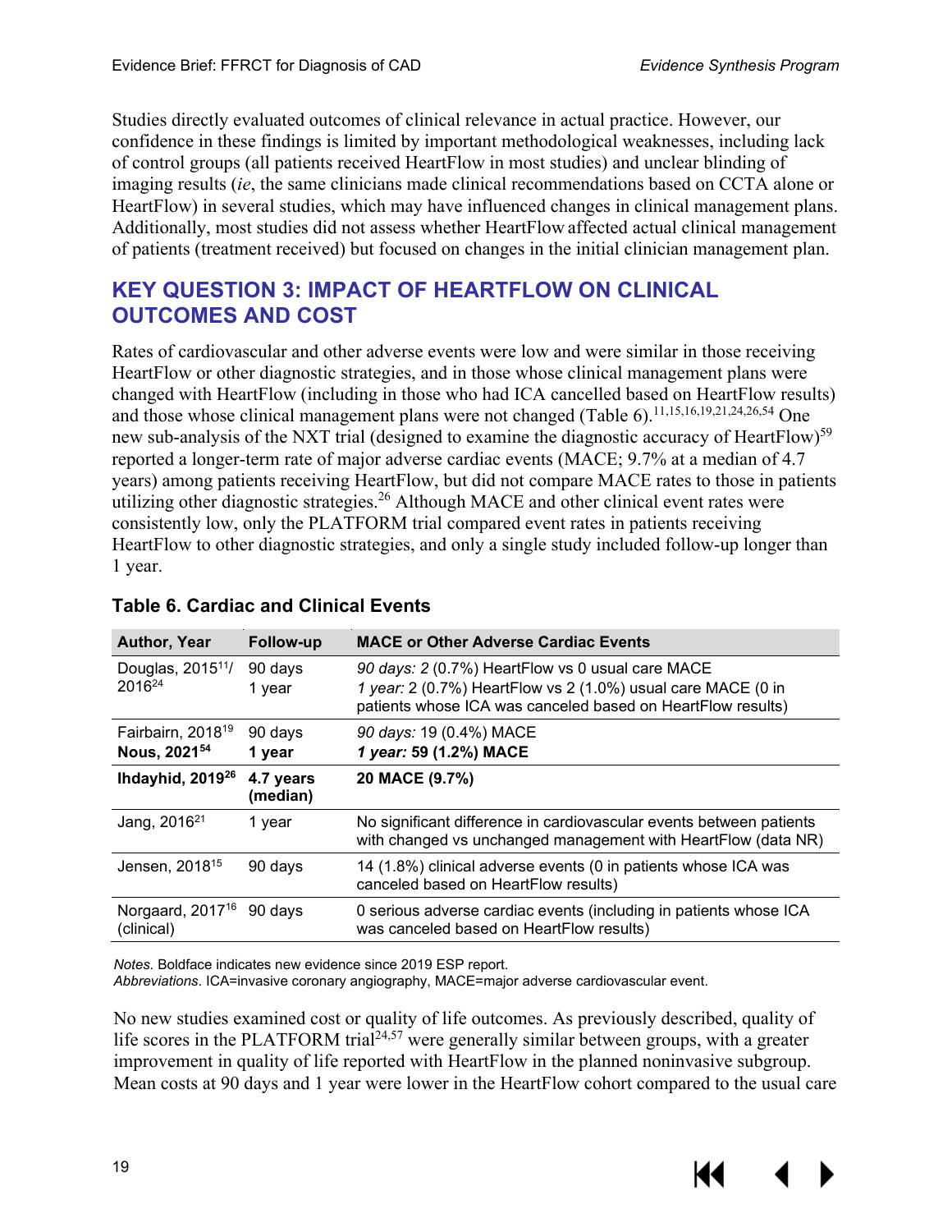Studies directly evaluated outcomes of clinical relevance in actual practice. However, our confidence in these findings is limited by important methodological weaknesses, including lack of control groups (all patients received HeartFlow in most studies) and unclear blinding of imaging results (*ie*, the same clinicians made clinical recommendations based on CCTA alone or HeartFlow) in several studies, which may have influenced changes in clinical management plans. Additionally, most studies did not assess whether HeartFlow affected actual clinical management of patients (treatment received) but focused on changes in the initial clinician management plan.

## KEY QUESTION 3: IMPACT OF HEARTFLOW ON CLINICAL OUTCOMES AND COST

Rates of cardiovascular and other adverse events were low and were similar in those receiving HeartFlow or other diagnostic strategies, and in those whose clinical management plans were changed with HeartFlow (including in those who had ICA cancelled based on HeartFlow results) and those whose clinical management plans were not changed (Table 6).[11,15,16,19,21,24,26,54] One new sub-analysis of the NXT trial (designed to examine the diagnostic accuracy of HeartFlow)[59] reported a longer-term rate of major adverse cardiac events (MACE; 9.7% at a median of 4.7 years) among patients receiving HeartFlow, but did not compare MACE rates to those in patients utilizing other diagnostic strategies.[26] Although MACE and other clinical event rates were consistently low, only the PLATFORM trial compared event rates in patients receiving HeartFlow to other diagnostic strategies, and only a single study included follow-up longer than 1 year.

### Table 6. Cardiac and Clinical Events

| Author, Year | Follow-up | MACE or Other Adverse Cardiac Events |
|---|---|---|
| Douglas, 2015[11]/ 2016[24] | 90 days<br>1 year | *90 days:* 2 (0.7%) HeartFlow vs 0 usual care MACE<br>*1 year:* 2 (0.7%) HeartFlow vs 2 (1.0%) usual care MACE (0 in patients whose ICA was canceled based on HeartFlow results) |
| Fairbairn, 2018[19]<br>**Nous, 2021[54]** | 90 days<br>**1 year** | *90 days:* 19 (0.4%) MACE<br>***1 year:* 59 (1.2%) MACE** |
| **Ihdayhid, 2019[26]** | **4.7 years (median)** | **20 MACE (9.7%)** |
| Jang, 2016[21] | 1 year | No significant difference in cardiovascular events between patients with changed vs unchanged management with HeartFlow (data NR) |
| Jensen, 2018[15] | 90 days | 14 (1.8%) clinical adverse events (0 in patients whose ICA was canceled based on HeartFlow results) |
| Norgaard, 2017[16] (clinical) | 90 days | 0 serious adverse cardiac events (including in patients whose ICA was canceled based on HeartFlow results) |

*Notes*. Boldface indicates new evidence since 2019 ESP report.
*Abbreviations*. ICA=invasive coronary angiography, MACE=major adverse cardiovascular event.

No new studies examined cost or quality of life outcomes. As previously described, quality of life scores in the PLATFORM trial[24,57] were generally similar between groups, with a greater improvement in quality of life reported with HeartFlow in the planned noninvasive subgroup. Mean costs at 90 days and 1 year were lower in the HeartFlow cohort compared to the usual care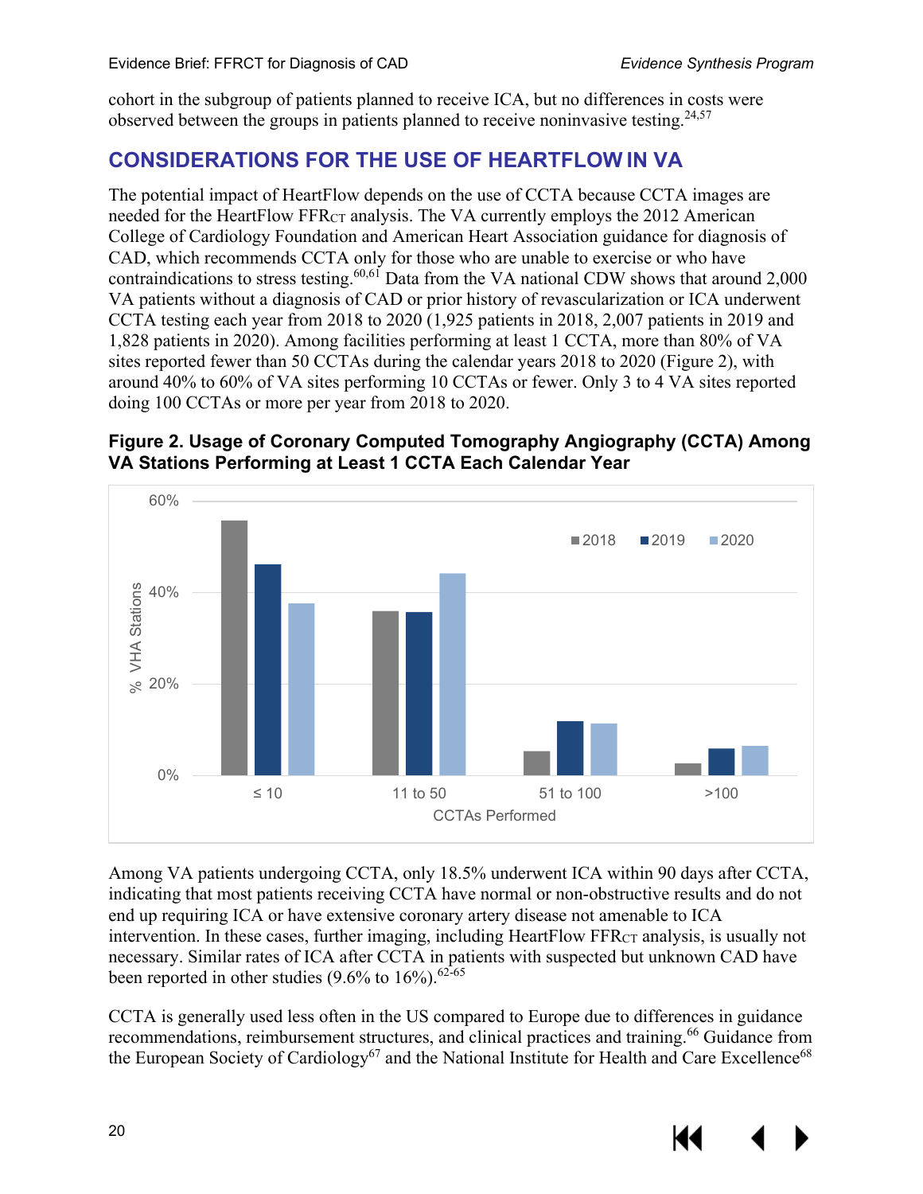cohort in the subgroup of patients planned to receive ICA, but no differences in costs were observed between the groups in patients planned to receive noninvasive testing.[24,57]

## CONSIDERATIONS FOR THE USE OF HEARTFLOW IN VA

The potential impact of HeartFlow depends on the use of CCTA because CCTA images are needed for the HeartFlow $FFR_{CT}$ analysis. The VA currently employs the 2012 American College of Cardiology Foundation and American Heart Association guidance for diagnosis of CAD, which recommends CCTA only for those who are unable to exercise or who have contraindications to stress testing.[60,61] Data from the VA national CDW shows that around 2,000 VA patients without a diagnosis of CAD or prior history of revascularization or ICA underwent CCTA testing each year from 2018 to 2020 (1,925 patients in 2018, 2,007 patients in 2019 and 1,828 patients in 2020). Among facilities performing at least 1 CCTA, more than 80% of VA sites reported fewer than 50 CCTAs during the calendar years 2018 to 2020 (Figure 2), with around 40% to 60% of VA sites performing 10 CCTAs or fewer. Only 3 to 4 VA sites reported doing 100 CCTAs or more per year from 2018 to 2020.

**Figure 2. Usage of Coronary Computed Tomography Angiography (CCTA) Among VA Stations Performing at Least 1 CCTA Each Calendar Year**

Among VA patients undergoing CCTA, only 18.5% underwent ICA within 90 days after CCTA, indicating that most patients receiving CCTA have normal or non-obstructive results and do not end up requiring ICA or have extensive coronary artery disease not amenable to ICA intervention. In these cases, further imaging, including HeartFlow $FFR_{CT}$ analysis, is usually not necessary. Similar rates of ICA after CCTA in patients with suspected but unknown CAD have been reported in other studies (9.6% to 16%).[62-65]

CCTA is generally used less often in the US compared to Europe due to differences in guidance recommendations, reimbursement structures, and clinical practices and training.[66] Guidance from the European Society of Cardiology[67] and the National Institute for Health and Care Excellence[68]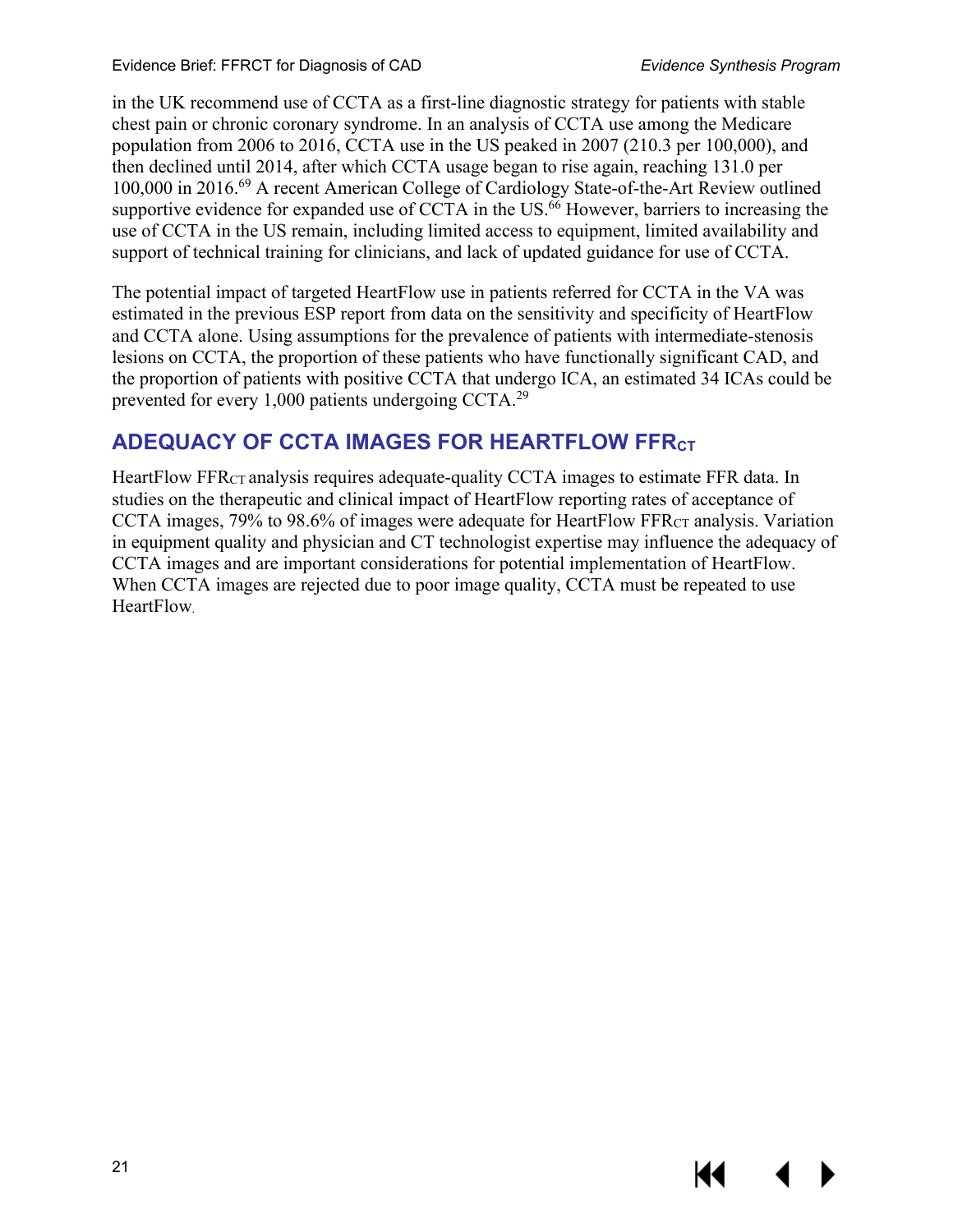in the UK recommend use of CCTA as a first-line diagnostic strategy for patients with stable chest pain or chronic coronary syndrome. In an analysis of CCTA use among the Medicare population from 2006 to 2016, CCTA use in the US peaked in 2007 (210.3 per 100,000), and then declined until 2014, after which CCTA usage began to rise again, reaching 131.0 per 100,000 in 2016.[69] A recent American College of Cardiology State-of-the-Art Review outlined supportive evidence for expanded use of CCTA in the US.[66] However, barriers to increasing the use of CCTA in the US remain, including limited access to equipment, limited availability and support of technical training for clinicians, and lack of updated guidance for use of CCTA.

The potential impact of targeted HeartFlow use in patients referred for CCTA in the VA was estimated in the previous ESP report from data on the sensitivity and specificity of HeartFlow and CCTA alone. Using assumptions for the prevalence of patients with intermediate-stenosis lesions on CCTA, the proportion of these patients who have functionally significant CAD, and the proportion of patients with positive CCTA that undergo ICA, an estimated 34 ICAs could be prevented for every 1,000 patients undergoing CCTA.[29]

## ADEQUACY OF CCTA IMAGES FOR HEARTFLOW $FFR_{CT}$

HeartFlow $FFR_{CT}$ analysis requires adequate-quality CCTA images to estimate FFR data. In studies on the therapeutic and clinical impact of HeartFlow reporting rates of acceptance of CCTA images, 79% to 98.6% of images were adequate for HeartFlow $FFR_{CT}$ analysis. Variation in equipment quality and physician and CT technologist expertise may influence the adequacy of CCTA images and are important considerations for potential implementation of HeartFlow. When CCTA images are rejected due to poor image quality, CCTA must be repeated to use HeartFlow.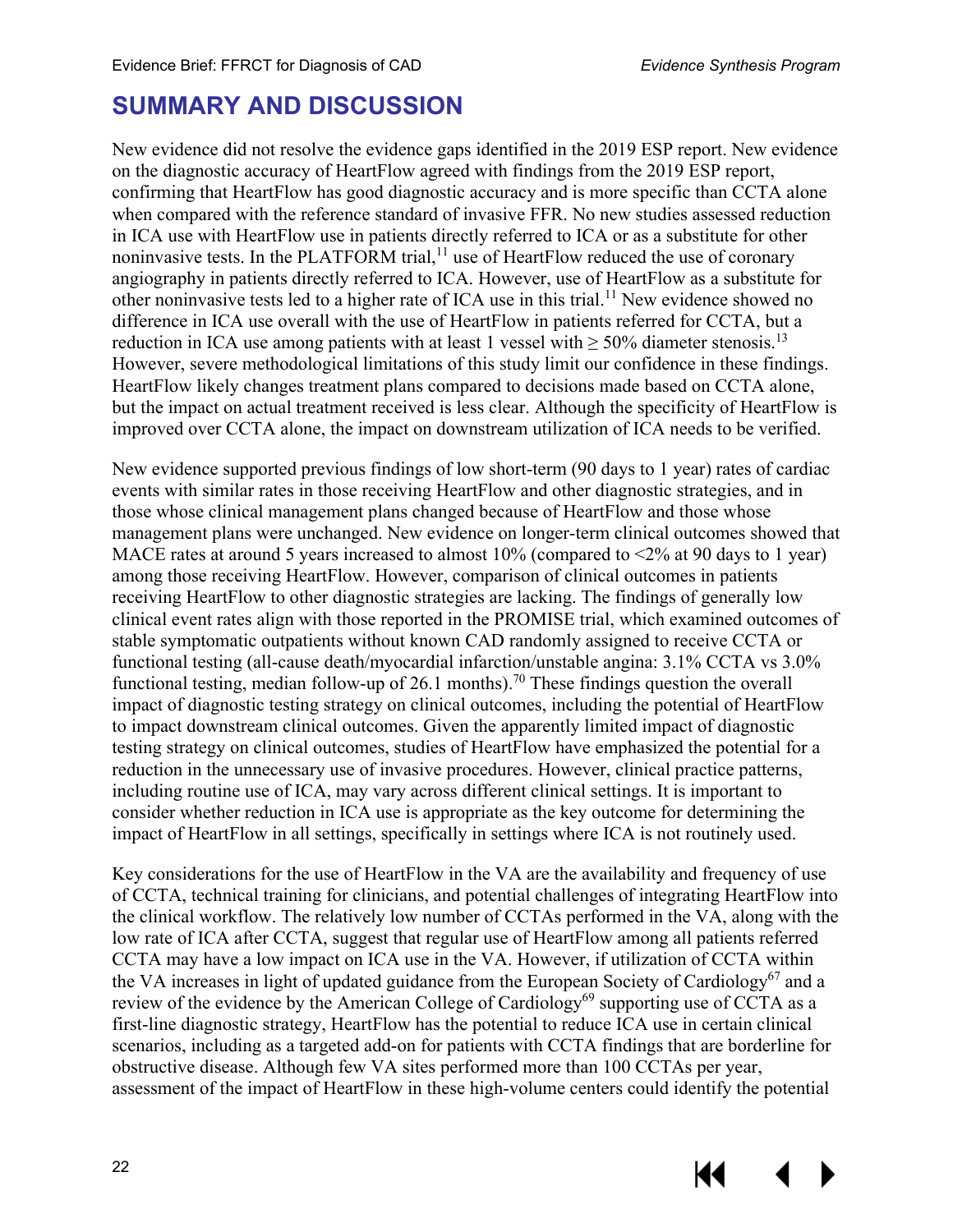# SUMMARY AND DISCUSSION

New evidence did not resolve the evidence gaps identified in the 2019 ESP report. New evidence on the diagnostic accuracy of HeartFlow agreed with findings from the 2019 ESP report, confirming that HeartFlow has good diagnostic accuracy and is more specific than CCTA alone when compared with the reference standard of invasive FFR. No new studies assessed reduction in ICA use with HeartFlow use in patients directly referred to ICA or as a substitute for other noninvasive tests. In the PLATFORM trial,[11] use of HeartFlow reduced the use of coronary angiography in patients directly referred to ICA. However, use of HeartFlow as a substitute for other noninvasive tests led to a higher rate of ICA use in this trial.[11] New evidence showed no difference in ICA use overall with the use of HeartFlow in patients referred for CCTA, but a reduction in ICA use among patients with at least 1 vessel with ≥ 50% diameter stenosis.[13] However, severe methodological limitations of this study limit our confidence in these findings. HeartFlow likely changes treatment plans compared to decisions made based on CCTA alone, but the impact on actual treatment received is less clear. Although the specificity of HeartFlow is improved over CCTA alone, the impact on downstream utilization of ICA needs to be verified.

New evidence supported previous findings of low short-term (90 days to 1 year) rates of cardiac events with similar rates in those receiving HeartFlow and other diagnostic strategies, and in those whose clinical management plans changed because of HeartFlow and those whose management plans were unchanged. New evidence on longer-term clinical outcomes showed that MACE rates at around 5 years increased to almost 10% (compared to <2% at 90 days to 1 year) among those receiving HeartFlow. However, comparison of clinical outcomes in patients receiving HeartFlow to other diagnostic strategies are lacking. The findings of generally low clinical event rates align with those reported in the PROMISE trial, which examined outcomes of stable symptomatic outpatients without known CAD randomly assigned to receive CCTA or functional testing (all-cause death/myocardial infarction/unstable angina: 3.1% CCTA vs 3.0% functional testing, median follow-up of 26.1 months).[70] These findings question the overall impact of diagnostic testing strategy on clinical outcomes, including the potential of HeartFlow to impact downstream clinical outcomes. Given the apparently limited impact of diagnostic testing strategy on clinical outcomes, studies of HeartFlow have emphasized the potential for a reduction in the unnecessary use of invasive procedures. However, clinical practice patterns, including routine use of ICA, may vary across different clinical settings. It is important to consider whether reduction in ICA use is appropriate as the key outcome for determining the impact of HeartFlow in all settings, specifically in settings where ICA is not routinely used.

Key considerations for the use of HeartFlow in the VA are the availability and frequency of use of CCTA, technical training for clinicians, and potential challenges of integrating HeartFlow into the clinical workflow. The relatively low number of CCTAs performed in the VA, along with the low rate of ICA after CCTA, suggest that regular use of HeartFlow among all patients referred CCTA may have a low impact on ICA use in the VA. However, if utilization of CCTA within the VA increases in light of updated guidance from the European Society of Cardiology[67] and a review of the evidence by the American College of Cardiology[69] supporting use of CCTA as a first-line diagnostic strategy, HeartFlow has the potential to reduce ICA use in certain clinical scenarios, including as a targeted add-on for patients with CCTA findings that are borderline for obstructive disease. Although few VA sites performed more than 100 CCTAs per year, assessment of the impact of HeartFlow in these high-volume centers could identify the potential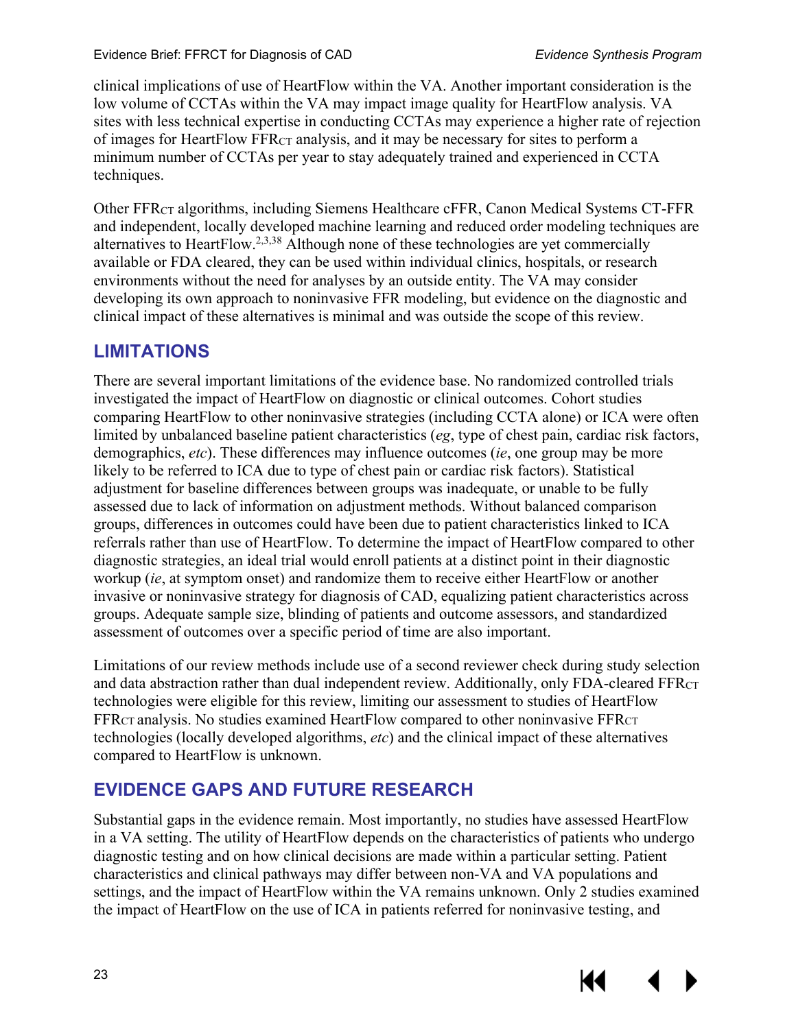clinical implications of use of HeartFlow within the VA. Another important consideration is the low volume of CCTAs within the VA may impact image quality for HeartFlow analysis. VA sites with less technical expertise in conducting CCTAs may experience a higher rate of rejection of images for HeartFlow $FFR_{CT}$ analysis, and it may be necessary for sites to perform a minimum number of CCTAs per year to stay adequately trained and experienced in CCTA techniques.

Other $FFR_{CT}$ algorithms, including Siemens Healthcare cFFR, Canon Medical Systems CT-FFR and independent, locally developed machine learning and reduced order modeling techniques are alternatives to HeartFlow.[2,3,38] Although none of these technologies are yet commercially available or FDA cleared, they can be used within individual clinics, hospitals, or research environments without the need for analyses by an outside entity. The VA may consider developing its own approach to noninvasive FFR modeling, but evidence on the diagnostic and clinical impact of these alternatives is minimal and was outside the scope of this review.

## LIMITATIONS

There are several important limitations of the evidence base. No randomized controlled trials investigated the impact of HeartFlow on diagnostic or clinical outcomes. Cohort studies comparing HeartFlow to other noninvasive strategies (including CCTA alone) or ICA were often limited by unbalanced baseline patient characteristics (*eg*, type of chest pain, cardiac risk factors, demographics, *etc*). These differences may influence outcomes (*ie*, one group may be more likely to be referred to ICA due to type of chest pain or cardiac risk factors). Statistical adjustment for baseline differences between groups was inadequate, or unable to be fully assessed due to lack of information on adjustment methods. Without balanced comparison groups, differences in outcomes could have been due to patient characteristics linked to ICA referrals rather than use of HeartFlow. To determine the impact of HeartFlow compared to other diagnostic strategies, an ideal trial would enroll patients at a distinct point in their diagnostic workup (*ie*, at symptom onset) and randomize them to receive either HeartFlow or another invasive or noninvasive strategy for diagnosis of CAD, equalizing patient characteristics across groups. Adequate sample size, blinding of patients and outcome assessors, and standardized assessment of outcomes over a specific period of time are also important.

Limitations of our review methods include use of a second reviewer check during study selection and data abstraction rather than dual independent review. Additionally, only FDA-cleared $FFR_{CT}$ technologies were eligible for this review, limiting our assessment to studies of HeartFlow $FFR_{CT}$ analysis. No studies examined HeartFlow compared to other noninvasive $FFR_{CT}$ technologies (locally developed algorithms, *etc*) and the clinical impact of these alternatives compared to HeartFlow is unknown.

## EVIDENCE GAPS AND FUTURE RESEARCH

Substantial gaps in the evidence remain. Most importantly, no studies have assessed HeartFlow in a VA setting. The utility of HeartFlow depends on the characteristics of patients who undergo diagnostic testing and on how clinical decisions are made within a particular setting. Patient characteristics and clinical pathways may differ between non-VA and VA populations and settings, and the impact of HeartFlow within the VA remains unknown. Only 2 studies examined the impact of HeartFlow on the use of ICA in patients referred for noninvasive testing, and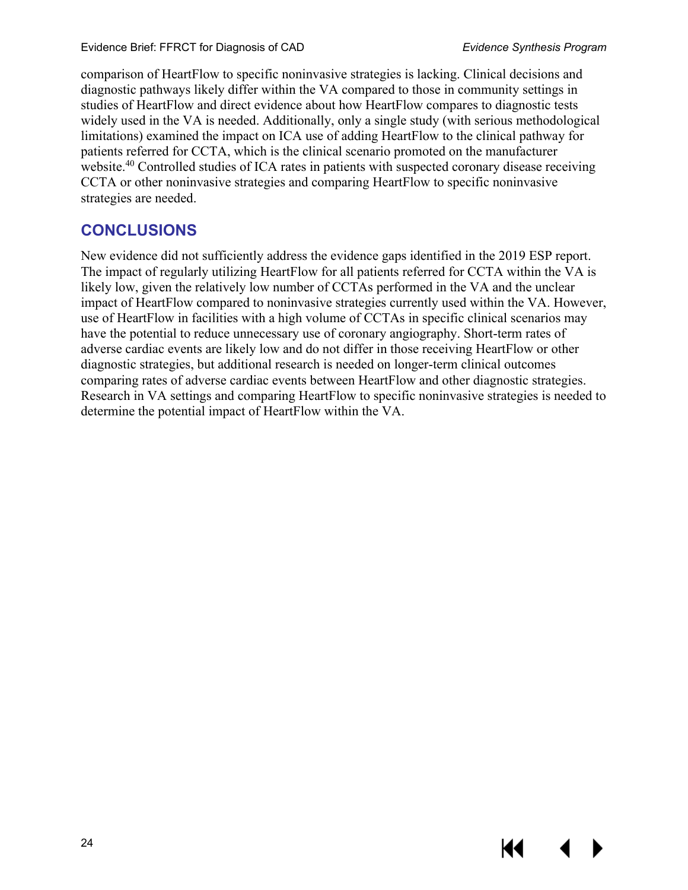comparison of HeartFlow to specific noninvasive strategies is lacking. Clinical decisions and diagnostic pathways likely differ within the VA compared to those in community settings in studies of HeartFlow and direct evidence about how HeartFlow compares to diagnostic tests widely used in the VA is needed. Additionally, only a single study (with serious methodological limitations) examined the impact on ICA use of adding HeartFlow to the clinical pathway for patients referred for CCTA, which is the clinical scenario promoted on the manufacturer website.[40] Controlled studies of ICA rates in patients with suspected coronary disease receiving CCTA or other noninvasive strategies and comparing HeartFlow to specific noninvasive strategies are needed.

## CONCLUSIONS

New evidence did not sufficiently address the evidence gaps identified in the 2019 ESP report. The impact of regularly utilizing HeartFlow for all patients referred for CCTA within the VA is likely low, given the relatively low number of CCTAs performed in the VA and the unclear impact of HeartFlow compared to noninvasive strategies currently used within the VA. However, use of HeartFlow in facilities with a high volume of CCTAs in specific clinical scenarios may have the potential to reduce unnecessary use of coronary angiography. Short-term rates of adverse cardiac events are likely low and do not differ in those receiving HeartFlow or other diagnostic strategies, but additional research is needed on longer-term clinical outcomes comparing rates of adverse cardiac events between HeartFlow and other diagnostic strategies. Research in VA settings and comparing HeartFlow to specific noninvasive strategies is needed to determine the potential impact of HeartFlow within the VA.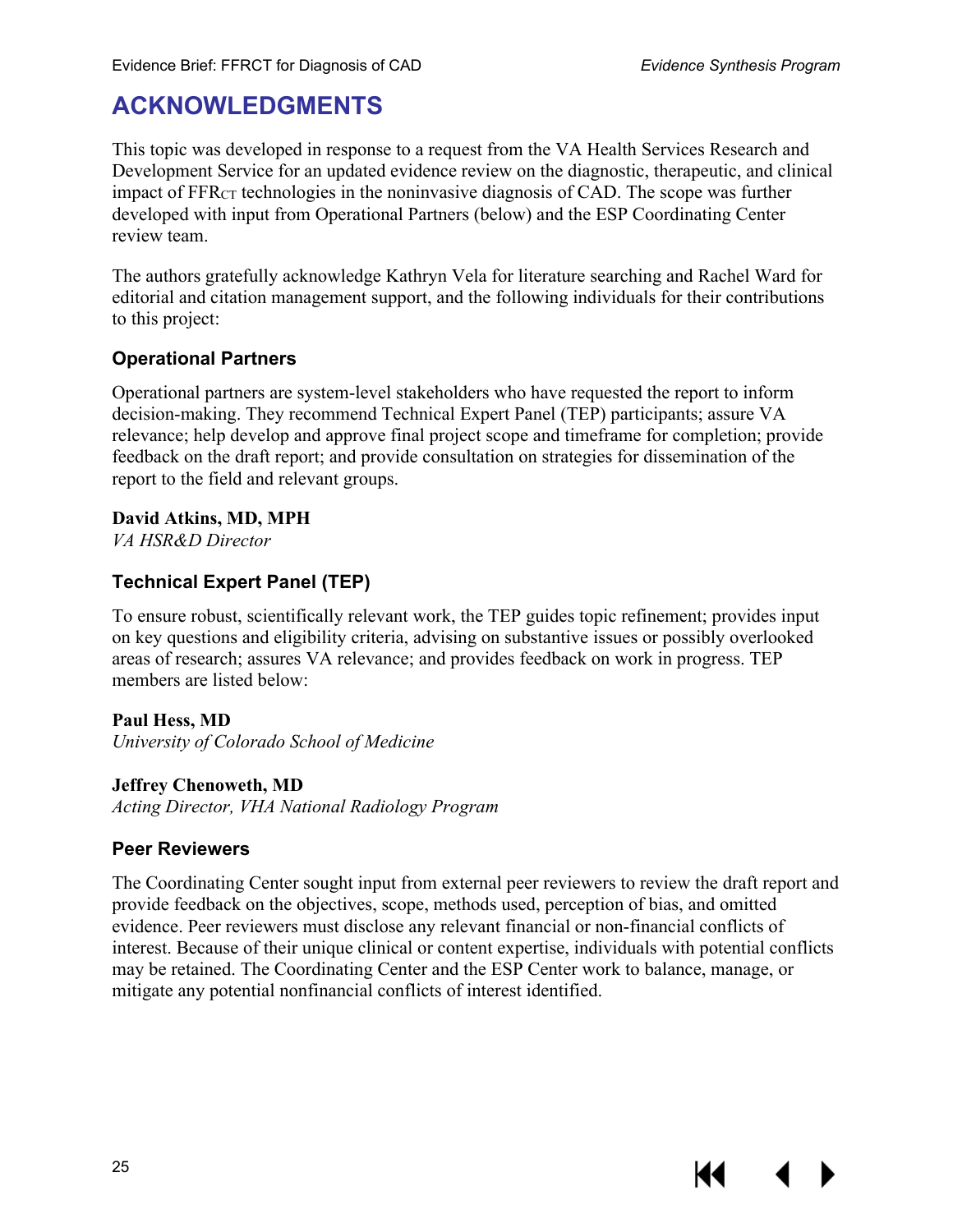# ACKNOWLEDGMENTS

This topic was developed in response to a request from the VA Health Services Research and Development Service for an updated evidence review on the diagnostic, therapeutic, and clinical impact of $FFR_{CT}$ technologies in the noninvasive diagnosis of CAD. The scope was further developed with input from Operational Partners (below) and the ESP Coordinating Center review team.

The authors gratefully acknowledge Kathryn Vela for literature searching and Rachel Ward for editorial and citation management support, and the following individuals for their contributions to this project:

### Operational Partners

Operational partners are system-level stakeholders who have requested the report to inform decision-making. They recommend Technical Expert Panel (TEP) participants; assure VA relevance; help develop and approve final project scope and timeframe for completion; provide feedback on the draft report; and provide consultation on strategies for dissemination of the report to the field and relevant groups.

**David Atkins, MD, MPH**
*VA HSR&D Director*

### Technical Expert Panel (TEP)

To ensure robust, scientifically relevant work, the TEP guides topic refinement; provides input on key questions and eligibility criteria, advising on substantive issues or possibly overlooked areas of research; assures VA relevance; and provides feedback on work in progress. TEP members are listed below:

**Paul Hess, MD**
*University of Colorado School of Medicine*

**Jeffrey Chenoweth, MD**
*Acting Director, VHA National Radiology Program*

### Peer Reviewers

The Coordinating Center sought input from external peer reviewers to review the draft report and provide feedback on the objectives, scope, methods used, perception of bias, and omitted evidence. Peer reviewers must disclose any relevant financial or non-financial conflicts of interest. Because of their unique clinical or content expertise, individuals with potential conflicts may be retained. The Coordinating Center and the ESP Center work to balance, manage, or mitigate any potential nonfinancial conflicts of interest identified.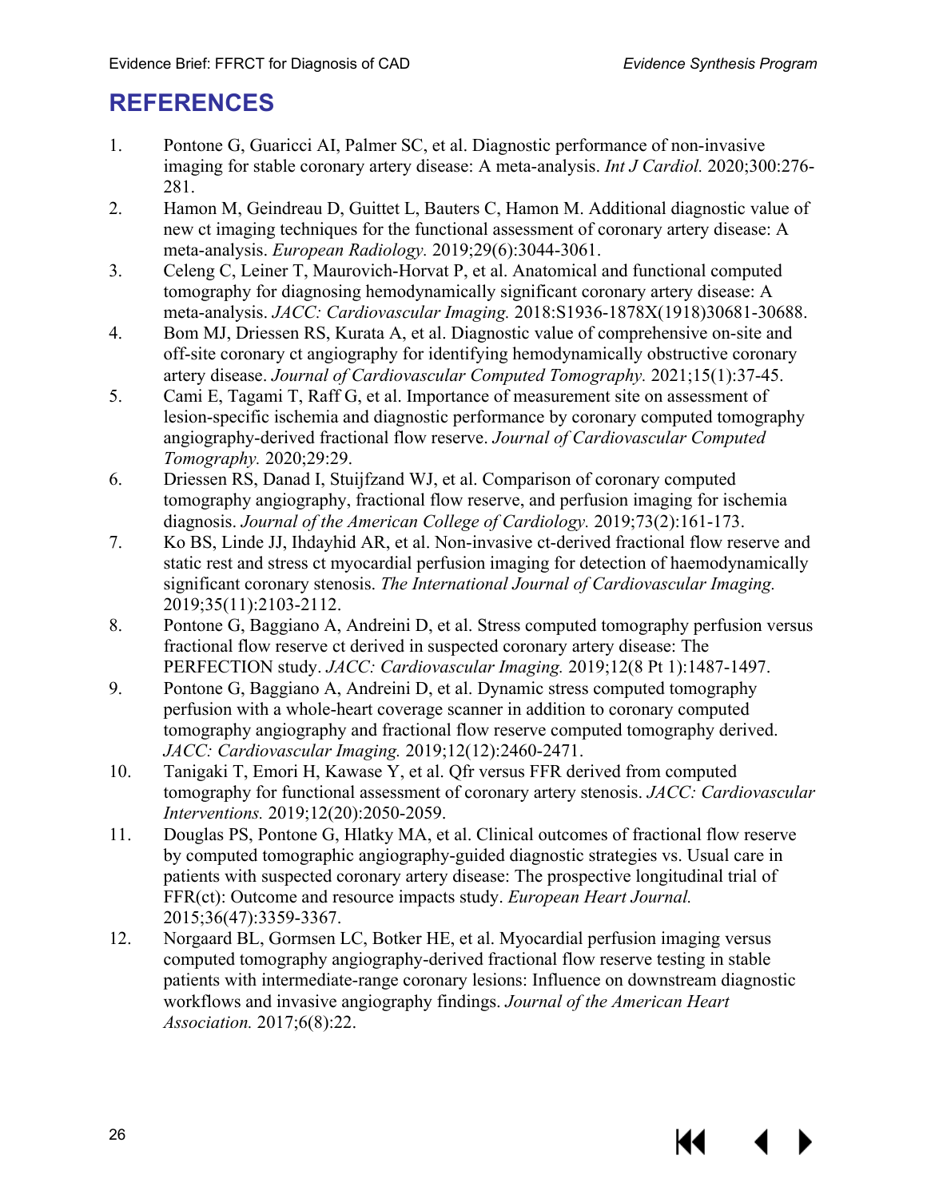# REFERENCES

1. Pontone G, Guaricci AI, Palmer SC, et al. Diagnostic performance of non-invasive imaging for stable coronary artery disease: A meta-analysis. *Int J Cardiol.* 2020;300:276-281.
2. Hamon M, Geindreau D, Guittet L, Bauters C, Hamon M. Additional diagnostic value of new ct imaging techniques for the functional assessment of coronary artery disease: A meta-analysis. *European Radiology.* 2019;29(6):3044-3061.
3. Celeng C, Leiner T, Maurovich-Horvat P, et al. Anatomical and functional computed tomography for diagnosing hemodynamically significant coronary artery disease: A meta-analysis. *JACC: Cardiovascular Imaging.* 2018:S1936-1878X(1918)30681-30688.
4. Bom MJ, Driessen RS, Kurata A, et al. Diagnostic value of comprehensive on-site and off-site coronary ct angiography for identifying hemodynamically obstructive coronary artery disease. *Journal of Cardiovascular Computed Tomography.* 2021;15(1):37-45.
5. Cami E, Tagami T, Raff G, et al. Importance of measurement site on assessment of lesion-specific ischemia and diagnostic performance by coronary computed tomography angiography-derived fractional flow reserve. *Journal of Cardiovascular Computed Tomography.* 2020;29:29.
6. Driessen RS, Danad I, Stuijfzand WJ, et al. Comparison of coronary computed tomography angiography, fractional flow reserve, and perfusion imaging for ischemia diagnosis. *Journal of the American College of Cardiology.* 2019;73(2):161-173.
7. Ko BS, Linde JJ, Ihdayhid AR, et al. Non-invasive ct-derived fractional flow reserve and static rest and stress ct myocardial perfusion imaging for detection of haemodynamically significant coronary stenosis. *The International Journal of Cardiovascular Imaging.* 2019;35(11):2103-2112.
8. Pontone G, Baggiano A, Andreini D, et al. Stress computed tomography perfusion versus fractional flow reserve ct derived in suspected coronary artery disease: The PERFECTION study. *JACC: Cardiovascular Imaging.* 2019;12(8 Pt 1):1487-1497.
9. Pontone G, Baggiano A, Andreini D, et al. Dynamic stress computed tomography perfusion with a whole-heart coverage scanner in addition to coronary computed tomography angiography and fractional flow reserve computed tomography derived. *JACC: Cardiovascular Imaging.* 2019;12(12):2460-2471.
10. Tanigaki T, Emori H, Kawase Y, et al. Qfr versus FFR derived from computed tomography for functional assessment of coronary artery stenosis. *JACC: Cardiovascular Interventions.* 2019;12(20):2050-2059.
11. Douglas PS, Pontone G, Hlatky MA, et al. Clinical outcomes of fractional flow reserve by computed tomographic angiography-guided diagnostic strategies vs. Usual care in patients with suspected coronary artery disease: The prospective longitudinal trial of FFR(ct): Outcome and resource impacts study. *European Heart Journal.* 2015;36(47):3359-3367.
12. Norgaard BL, Gormsen LC, Botker HE, et al. Myocardial perfusion imaging versus computed tomography angiography-derived fractional flow reserve testing in stable patients with intermediate-range coronary lesions: Influence on downstream diagnostic workflows and invasive angiography findings. *Journal of the American Heart Association.* 2017;6(8):22.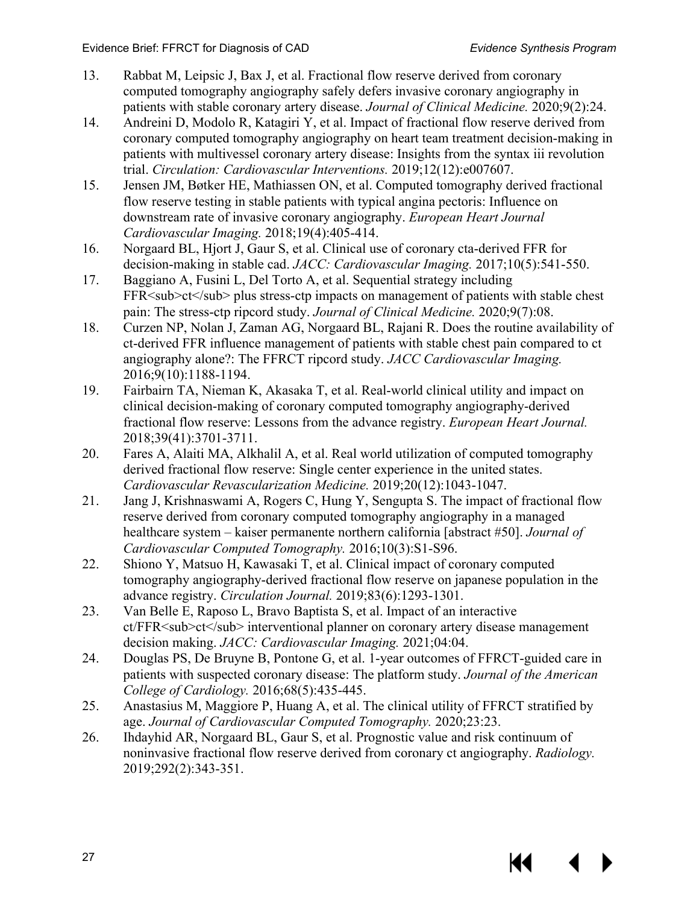13. Rabbat M, Leipsic J, Bax J, et al. Fractional flow reserve derived from coronary computed tomography angiography safely defers invasive coronary angiography in patients with stable coronary artery disease. *Journal of Clinical Medicine.* 2020;9(2):24.
14. Andreini D, Modolo R, Katagiri Y, et al. Impact of fractional flow reserve derived from coronary computed tomography angiography on heart team treatment decision-making in patients with multivessel coronary artery disease: Insights from the syntax iii revolution trial. *Circulation: Cardiovascular Interventions.* 2019;12(12):e007607.
15. Jensen JM, Bøtker HE, Mathiassen ON, et al. Computed tomography derived fractional flow reserve testing in stable patients with typical angina pectoris: Influence on downstream rate of invasive coronary angiography. *European Heart Journal Cardiovascular Imaging.* 2018;19(4):405-414.
16. Norgaard BL, Hjort J, Gaur S, et al. Clinical use of coronary cta-derived FFR for decision-making in stable cad. *JACC: Cardiovascular Imaging.* 2017;10(5):541-550.
17. Baggiano A, Fusini L, Del Torto A, et al. Sequential strategy including FFR<sub>ct</sub> plus stress-ctp impacts on management of patients with stable chest pain: The stress-ctp ripcord study. *Journal of Clinical Medicine.* 2020;9(7):08.
18. Curzen NP, Nolan J, Zaman AG, Norgaard BL, Rajani R. Does the routine availability of ct-derived FFR influence management of patients with stable chest pain compared to ct angiography alone?: The FFRCT ripcord study. *JACC Cardiovascular Imaging.* 2016;9(10):1188-1194.
19. Fairbairn TA, Nieman K, Akasaka T, et al. Real-world clinical utility and impact on clinical decision-making of coronary computed tomography angiography-derived fractional flow reserve: Lessons from the advance registry. *European Heart Journal.* 2018;39(41):3701-3711.
20. Fares A, Alaiti MA, Alkhalil A, et al. Real world utilization of computed tomography derived fractional flow reserve: Single center experience in the united states. *Cardiovascular Revascularization Medicine.* 2019;20(12):1043-1047.
21. Jang J, Krishnaswami A, Rogers C, Hung Y, Sengupta S. The impact of fractional flow reserve derived from coronary computed tomography angiography in a managed healthcare system – kaiser permanente northern california [abstract #50]. *Journal of Cardiovascular Computed Tomography.* 2016;10(3):S1-S96.
22. Shiono Y, Matsuo H, Kawasaki T, et al. Clinical impact of coronary computed tomography angiography-derived fractional flow reserve on japanese population in the advance registry. *Circulation Journal.* 2019;83(6):1293-1301.
23. Van Belle E, Raposo L, Bravo Baptista S, et al. Impact of an interactive ct/FFR<sub>ct</sub> interventional planner on coronary artery disease management decision making. *JACC: Cardiovascular Imaging.* 2021;04:04.
24. Douglas PS, De Bruyne B, Pontone G, et al. 1-year outcomes of FFRCT-guided care in patients with suspected coronary disease: The platform study. *Journal of the American College of Cardiology.* 2016;68(5):435-445.
25. Anastasius M, Maggiore P, Huang A, et al. The clinical utility of FFRCT stratified by age. *Journal of Cardiovascular Computed Tomography.* 2020;23:23.
26. Ihdayhid AR, Norgaard BL, Gaur S, et al. Prognostic value and risk continuum of noninvasive fractional flow reserve derived from coronary ct angiography. *Radiology.* 2019;292(2):343-351.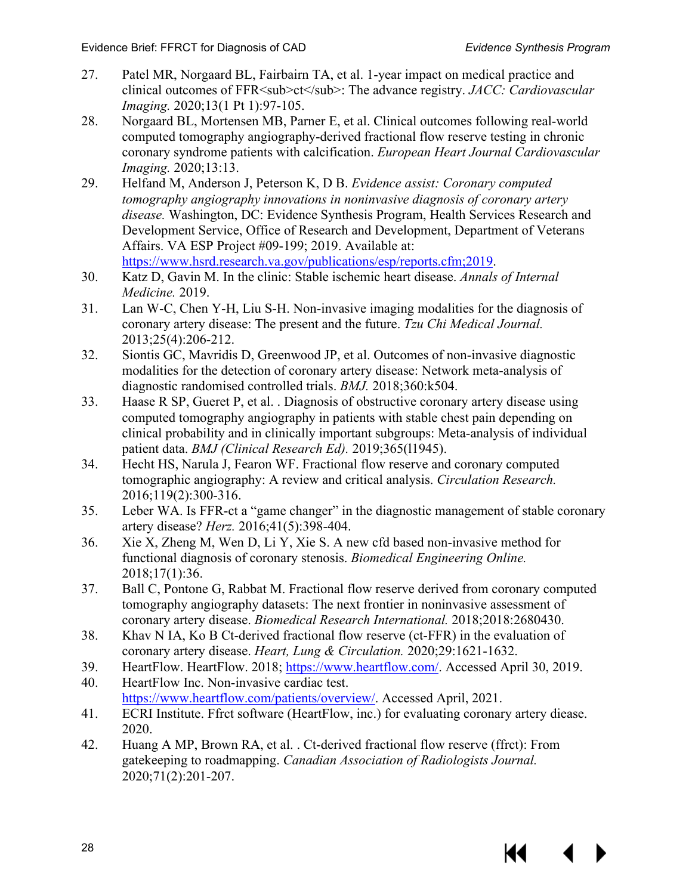27. Patel MR, Norgaard BL, Fairbairn TA, et al. 1-year impact on medical practice and clinical outcomes of FFR<sub>ct</sub>: The advance registry. *JACC: Cardiovascular Imaging.* 2020;13(1 Pt 1):97-105.
28. Norgaard BL, Mortensen MB, Parner E, et al. Clinical outcomes following real-world computed tomography angiography-derived fractional flow reserve testing in chronic coronary syndrome patients with calcification. *European Heart Journal Cardiovascular Imaging.* 2020;13:13.
29. Helfand M, Anderson J, Peterson K, D B. *Evidence assist: Coronary computed tomography angiography innovations in noninvasive diagnosis of coronary artery disease.* Washington, DC: Evidence Synthesis Program, Health Services Research and Development Service, Office of Research and Development, Department of Veterans Affairs. VA ESP Project #09-199; 2019. Available at: https://www.hsrd.research.va.gov/publications/esp/reports.cfm;2019.
30. Katz D, Gavin M. In the clinic: Stable ischemic heart disease. *Annals of Internal Medicine.* 2019.
31. Lan W-C, Chen Y-H, Liu S-H. Non-invasive imaging modalities for the diagnosis of coronary artery disease: The present and the future. *Tzu Chi Medical Journal.* 2013;25(4):206-212.
32. Siontis GC, Mavridis D, Greenwood JP, et al. Outcomes of non-invasive diagnostic modalities for the detection of coronary artery disease: Network meta-analysis of diagnostic randomised controlled trials. *BMJ.* 2018;360:k504.
33. Haase R SP, Gueret P, et al. . Diagnosis of obstructive coronary artery disease using computed tomography angiography in patients with stable chest pain depending on clinical probability and in clinically important subgroups: Meta-analysis of individual patient data. *BMJ (Clinical Research Ed).* 2019;365(l1945).
34. Hecht HS, Narula J, Fearon WF. Fractional flow reserve and coronary computed tomographic angiography: A review and critical analysis. *Circulation Research.* 2016;119(2):300-316.
35. Leber WA. Is FFR-ct a "game changer" in the diagnostic management of stable coronary artery disease? *Herz.* 2016;41(5):398-404.
36. Xie X, Zheng M, Wen D, Li Y, Xie S. A new cfd based non-invasive method for functional diagnosis of coronary stenosis. *Biomedical Engineering Online.* 2018;17(1):36.
37. Ball C, Pontone G, Rabbat M. Fractional flow reserve derived from coronary computed tomography angiography datasets: The next frontier in noninvasive assessment of coronary artery disease. *Biomedical Research International.* 2018;2018:2680430.
38. Khav N IA, Ko B Ct-derived fractional flow reserve (ct-FFR) in the evaluation of coronary artery disease. *Heart, Lung & Circulation.* 2020;29:1621-1632.
39. HeartFlow. HeartFlow. 2018; https://www.heartflow.com/. Accessed April 30, 2019.
40. HeartFlow Inc. Non-invasive cardiac test. https://www.heartflow.com/patients/overview/. Accessed April, 2021.
41. ECRI Institute. Ffrct software (HeartFlow, inc.) for evaluating coronary artery diease. 2020.
42. Huang A MP, Brown RA, et al. . Ct-derived fractional flow reserve (ffrct): From gatekeeping to roadmapping. *Canadian Association of Radiologists Journal.* 2020;71(2):201-207.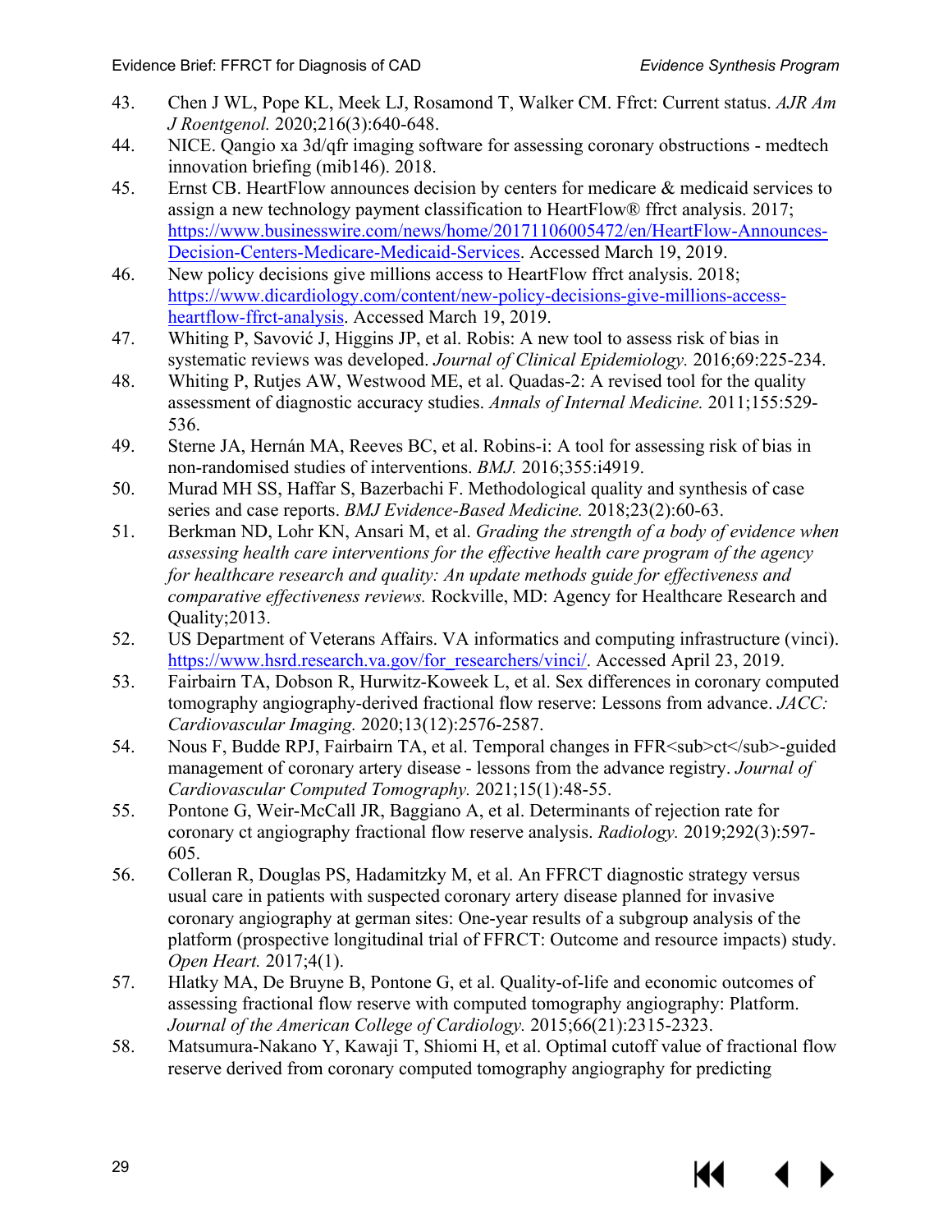43. Chen J WL, Pope KL, Meek LJ, Rosamond T, Walker CM. Ffrct: Current status. *AJR Am J Roentgenol.* 2020;216(3):640-648.
44. NICE. Qangio xa 3d/qfr imaging software for assessing coronary obstructions - medtech innovation briefing (mib146). 2018.
45. Ernst CB. HeartFlow announces decision by centers for medicare & medicaid services to assign a new technology payment classification to HeartFlow® ffrct analysis. 2017; https://www.businesswire.com/news/home/20171106005472/en/HeartFlow-Announces-Decision-Centers-Medicare-Medicaid-Services. Accessed March 19, 2019.
46. New policy decisions give millions access to HeartFlow ffrct analysis. 2018; https://www.dicardiology.com/content/new-policy-decisions-give-millions-access-heartflow-ffrct-analysis. Accessed March 19, 2019.
47. Whiting P, Savović J, Higgins JP, et al. Robis: A new tool to assess risk of bias in systematic reviews was developed. *Journal of Clinical Epidemiology.* 2016;69:225-234.
48. Whiting P, Rutjes AW, Westwood ME, et al. Quadas-2: A revised tool for the quality assessment of diagnostic accuracy studies. *Annals of Internal Medicine.* 2011;155:529-536.
49. Sterne JA, Hernán MA, Reeves BC, et al. Robins-i: A tool for assessing risk of bias in non-randomised studies of interventions. *BMJ.* 2016;355:i4919.
50. Murad MH SS, Haffar S, Bazerbachi F. Methodological quality and synthesis of case series and case reports. *BMJ Evidence-Based Medicine.* 2018;23(2):60-63.
51. Berkman ND, Lohr KN, Ansari M, et al. *Grading the strength of a body of evidence when assessing health care interventions for the effective health care program of the agency for healthcare research and quality: An update methods guide for effectiveness and comparative effectiveness reviews.* Rockville, MD: Agency for Healthcare Research and Quality;2013.
52. US Department of Veterans Affairs. VA informatics and computing infrastructure (vinci). https://www.hsrd.research.va.gov/for_researchers/vinci/. Accessed April 23, 2019.
53. Fairbairn TA, Dobson R, Hurwitz-Koweek L, et al. Sex differences in coronary computed tomography angiography-derived fractional flow reserve: Lessons from advance. *JACC: Cardiovascular Imaging.* 2020;13(12):2576-2587.
54. Nous F, Budde RPJ, Fairbairn TA, et al. Temporal changes in FFR<sub>ct</sub>-guided management of coronary artery disease - lessons from the advance registry. *Journal of Cardiovascular Computed Tomography.* 2021;15(1):48-55.
55. Pontone G, Weir-McCall JR, Baggiano A, et al. Determinants of rejection rate for coronary ct angiography fractional flow reserve analysis. *Radiology.* 2019;292(3):597-605.
56. Colleran R, Douglas PS, Hadamitzky M, et al. An FFRCT diagnostic strategy versus usual care in patients with suspected coronary artery disease planned for invasive coronary angiography at german sites: One-year results of a subgroup analysis of the platform (prospective longitudinal trial of FFRCT: Outcome and resource impacts) study. *Open Heart.* 2017;4(1).
57. Hlatky MA, De Bruyne B, Pontone G, et al. Quality-of-life and economic outcomes of assessing fractional flow reserve with computed tomography angiography: Platform. *Journal of the American College of Cardiology.* 2015;66(21):2315-2323.
58. Matsumura-Nakano Y, Kawaji T, Shiomi H, et al. Optimal cutoff value of fractional flow reserve derived from coronary computed tomography angiography for predicting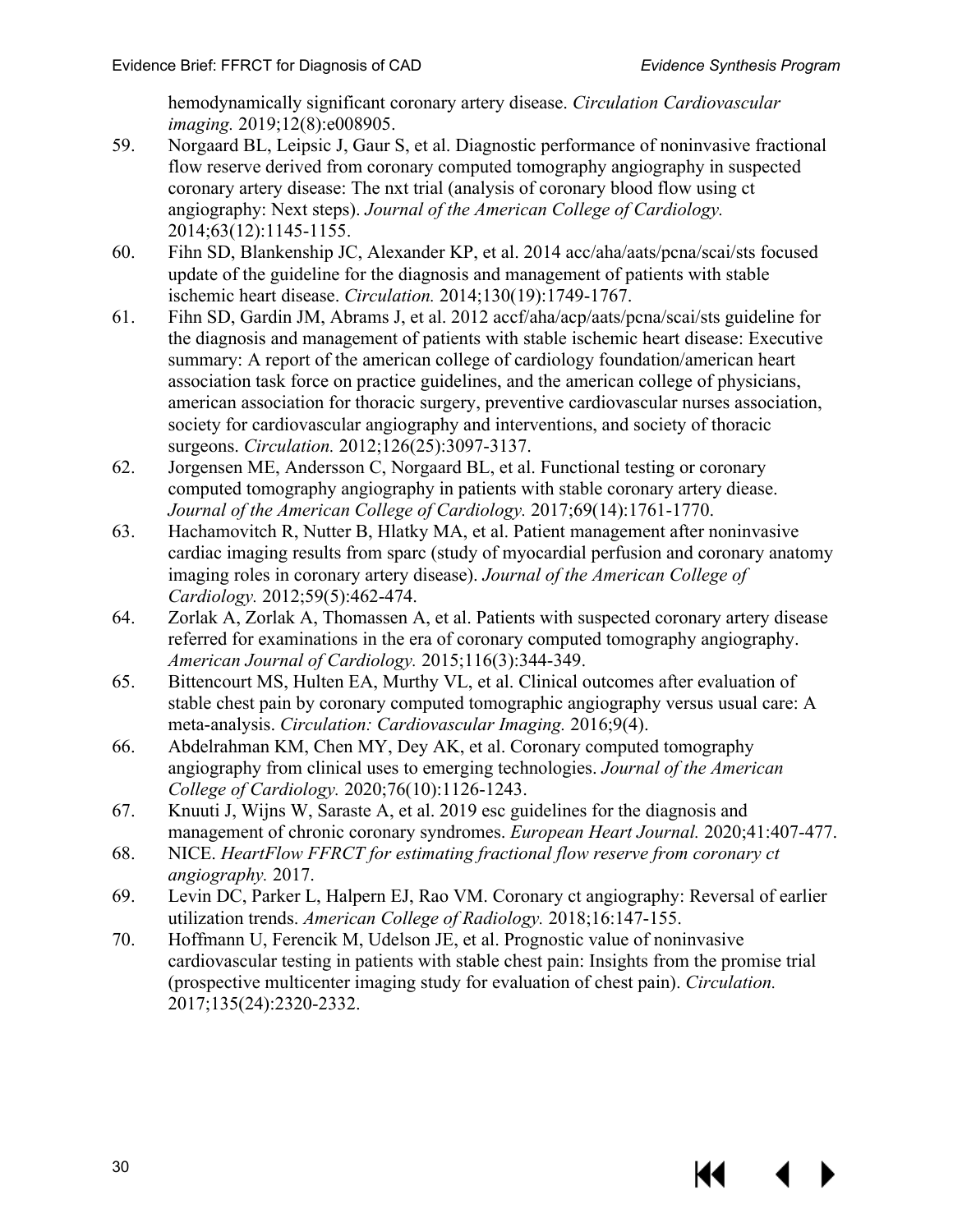hemodynamically significant coronary artery disease. *Circulation Cardiovascular imaging.* 2019;12(8):e008905.

59. Norgaard BL, Leipsic J, Gaur S, et al. Diagnostic performance of noninvasive fractional flow reserve derived from coronary computed tomography angiography in suspected coronary artery disease: The nxt trial (analysis of coronary blood flow using ct angiography: Next steps). *Journal of the American College of Cardiology.* 2014;63(12):1145-1155.
60. Fihn SD, Blankenship JC, Alexander KP, et al. 2014 acc/aha/aats/pcna/scai/sts focused update of the guideline for the diagnosis and management of patients with stable ischemic heart disease. *Circulation.* 2014;130(19):1749-1767.
61. Fihn SD, Gardin JM, Abrams J, et al. 2012 accf/aha/acp/aats/pcna/scai/sts guideline for the diagnosis and management of patients with stable ischemic heart disease: Executive summary: A report of the american college of cardiology foundation/american heart association task force on practice guidelines, and the american college of physicians, american association for thoracic surgery, preventive cardiovascular nurses association, society for cardiovascular angiography and interventions, and society of thoracic surgeons. *Circulation.* 2012;126(25):3097-3137.
62. Jorgensen ME, Andersson C, Norgaard BL, et al. Functional testing or coronary computed tomography angiography in patients with stable coronary artery diease. *Journal of the American College of Cardiology.* 2017;69(14):1761-1770.
63. Hachamovitch R, Nutter B, Hlatky MA, et al. Patient management after noninvasive cardiac imaging results from sparc (study of myocardial perfusion and coronary anatomy imaging roles in coronary artery disease). *Journal of the American College of Cardiology.* 2012;59(5):462-474.
64. Zorlak A, Zorlak A, Thomassen A, et al. Patients with suspected coronary artery disease referred for examinations in the era of coronary computed tomography angiography. *American Journal of Cardiology.* 2015;116(3):344-349.
65. Bittencourt MS, Hulten EA, Murthy VL, et al. Clinical outcomes after evaluation of stable chest pain by coronary computed tomographic angiography versus usual care: A meta-analysis. *Circulation: Cardiovascular Imaging.* 2016;9(4).
66. Abdelrahman KM, Chen MY, Dey AK, et al. Coronary computed tomography angiography from clinical uses to emerging technologies. *Journal of the American College of Cardiology.* 2020;76(10):1126-1243.
67. Knuuti J, Wijns W, Saraste A, et al. 2019 esc guidelines for the diagnosis and management of chronic coronary syndromes. *European Heart Journal.* 2020;41:407-477.
68. NICE. *HeartFlow FFRCT for estimating fractional flow reserve from coronary ct angiography.* 2017.
69. Levin DC, Parker L, Halpern EJ, Rao VM. Coronary ct angiography: Reversal of earlier utilization trends. *American College of Radiology.* 2018;16:147-155.
70. Hoffmann U, Ferencik M, Udelson JE, et al. Prognostic value of noninvasive cardiovascular testing in patients with stable chest pain: Insights from the promise trial (prospective multicenter imaging study for evaluation of chest pain). *Circulation.* 2017;135(24):2320-2332.